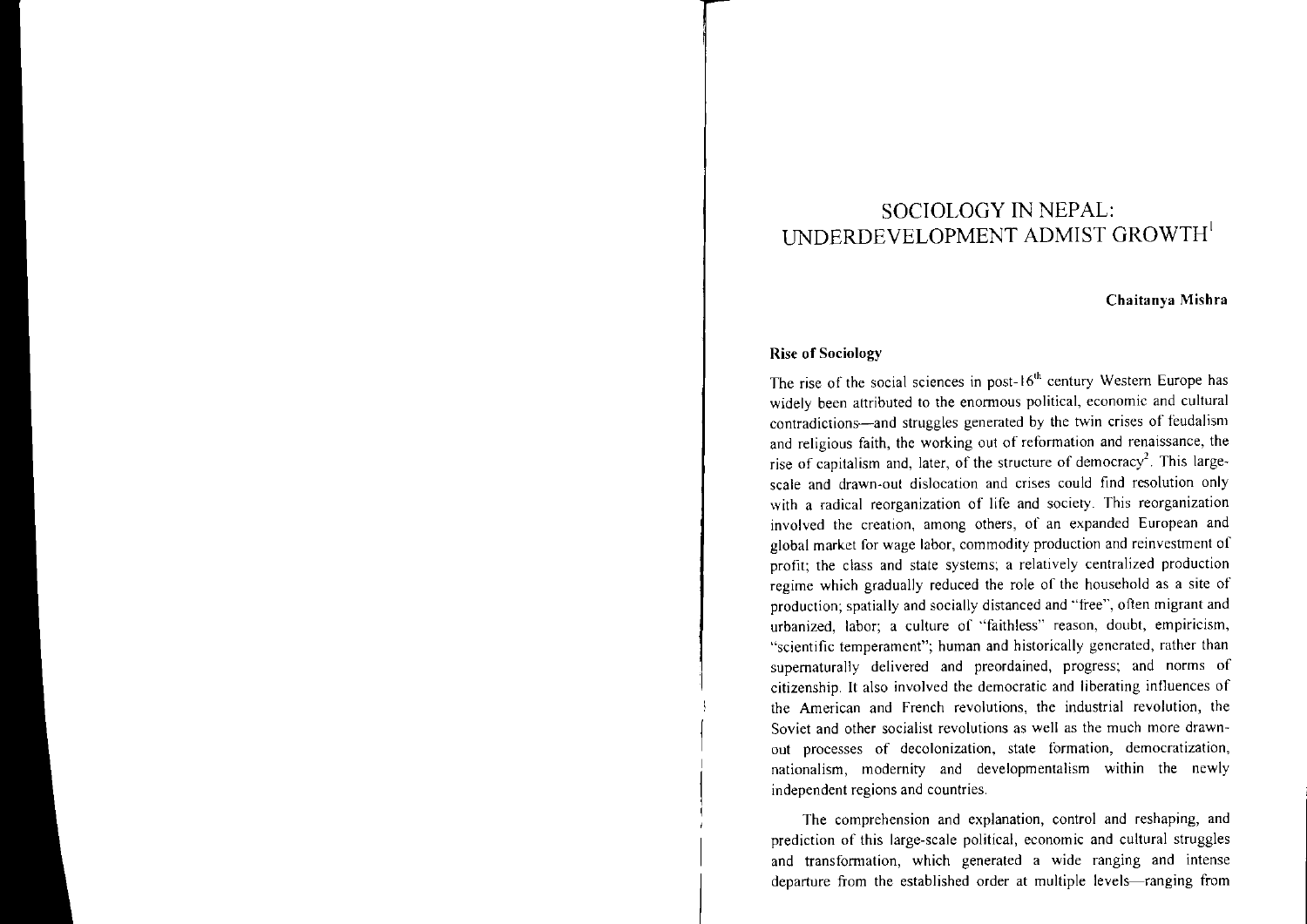# SOCIOLOGY IN NEPAL: UNDERDEVELOPMENT ADMIST GROWTH[1]

**Chaitanya Mishra**

### Rise of Sociology

The rise of the social sciences in post-16th century Western Europe has widely been attributed to the enormous political, economic and cultural contradictions—and struggles generated by the twin crises of feudalism and religious faith, the working out of reformation and renaissance, the rise of capitalism and, later, of the structure of democracy[2]. This large-scale and drawn-out dislocation and crises could find resolution only with a radical reorganization of life and society. This reorganization involved the creation, among others, of an expanded European and global market for wage labor, commodity production and reinvestment of profit; the class and state systems; a relatively centralized production regime which gradually reduced the role of the household as a site of production; spatially and socially distanced and "free", often migrant and urbanized, labor; a culture of "faithless" reason, doubt, empiricism, "scientific temperament"; human and historically generated, rather than supernaturally delivered and preordained, progress; and norms of citizenship. It also involved the democratic and liberating influences of the American and French revolutions, the industrial revolution, the Soviet and other socialist revolutions as well as the much more drawn-out processes of decolonization, state formation, democratization, nationalism, modernity and developmentalism within the newly independent regions and countries.

The comprehension and explanation, control and reshaping, and prediction of this large-scale political, economic and cultural struggles and transformation, which generated a wide ranging and intense departure from the established order at multiple levels—ranging from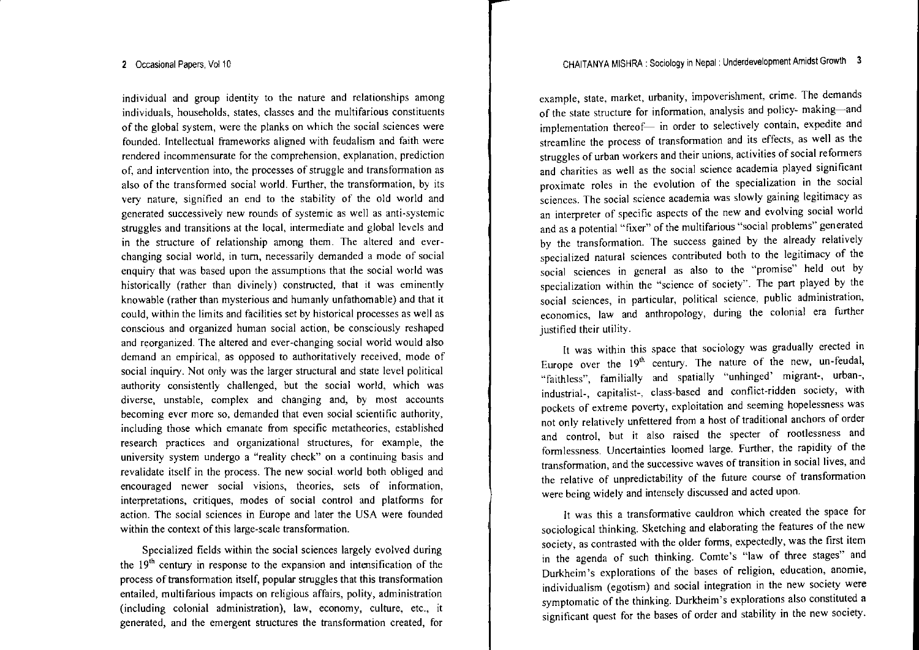individual and group identity to the nature and relationships among individuals, households, states, classes and the multifarious constituents of the global system, were the planks on which the social sciences were founded. Intellectual frameworks aligned with feudalism and faith were rendered incommensurate for the comprehension, explanation, prediction of, and intervention into, the processes of struggle and transformation as also of the transformed social world. Further, the transformation, by its very nature, signified an end to the stability of the old world and generated successively new rounds of systemic as well as anti-systemic struggles and transitions at the local, intermediate and global levels and in the structure of relationship among them. The altered and ever-changing social world, in turn, necessarily demanded a mode of social enquiry that was based upon the assumptions that the social world was historically (rather than divinely) constructed, that it was eminently knowable (rather than mysterious and humanly unfathomable) and that it could, within the limits and facilities set by historical processes as well as conscious and organized human social action, be consciously reshaped and reorganized. The altered and ever-changing social world would also demand an empirical, as opposed to authoritatively received, mode of social inquiry. Not only was the larger structural and state level political authority consistently challenged, but the social world, which was diverse, unstable, complex and changing and, by most accounts becoming ever more so, demanded that even social scientific authority, including those which emanate from specific metatheories, established research practices and organizational structures, for example, the university system undergo a "reality check" on a continuing basis and revalidate itself in the process. The new social world both obliged and encouraged newer social visions, theories, sets of information, interpretations, critiques, modes of social control and platforms for action. The social sciences in Europe and later the USA were founded within the context of this large-scale transformation.

Specialized fields within the social sciences largely evolved during the 19th century in response to the expansion and intensification of the process of transformation itself, popular struggles that this transformation entailed, multifarious impacts on religious affairs, polity, administration (including colonial administration), law, economy, culture, etc., it generated, and the emergent structures the transformation created, for example, state, market, urbanity, impoverishment, crime. The demands of the state structure for information, analysis and policy- making—and implementation thereof— in order to selectively contain, expedite and streamline the process of transformation and its effects, as well as the struggles of urban workers and their unions, activities of social reformers and charities as well as the social science academia played significant proximate roles in the evolution of the specialization in the social sciences. The social science academia was slowly gaining legitimacy as an interpreter of specific aspects of the new and evolving social world and as a potential "fixer" of the multifarious "social problems" generated by the transformation. The success gained by the already relatively specialized natural sciences contributed both to the legitimacy of the social sciences in general as also to the "promise" held out by specialization within the "science of society". The part played by the social sciences, in particular, political science, public administration, economics, law and anthropology, during the colonial era further justified their utility.

It was within this space that sociology was gradually erected in Europe over the 19th century. The nature of the new, un-feudal, "faithless", familially and spatially "unhinged' migrant-, urban-, industrial-, capitalist-, class-based and conflict-ridden society, with pockets of extreme poverty, exploitation and seeming hopelessness was not only relatively unfettered from a host of traditional anchors of order and control, but it also raised the specter of rootlessness and formlessness. Uncertainties loomed large. Further, the rapidity of the transformation, and the successive waves of transition in social lives, and the relative of unpredictability of the future course of transformation were being widely and intensely discussed and acted upon.

It was this a transformative cauldron which created the space for sociological thinking. Sketching and elaborating the features of the new society, as contrasted with the older forms, expectedly, was the first item in the agenda of such thinking. Comte's "law of three stages" and Durkheim's explorations of the bases of religion, education, anomie, individualism (egotism) and social integration in the new society were symptomatic of the thinking. Durkheim's explorations also constituted a significant quest for the bases of order and stability in the new society.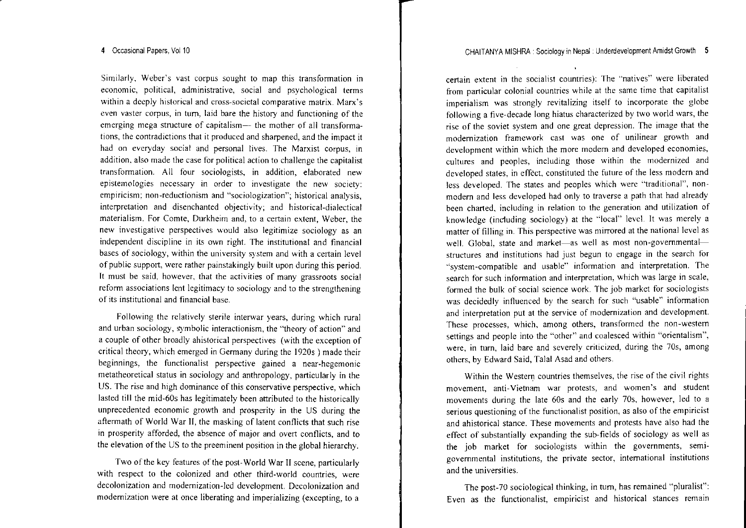Similarly, Weber's vast corpus sought to map this transformation in economic, political, administrative, social and psychological terms within a deeply historical and cross-societal comparative matrix. Marx's even vaster corpus, in turn, laid bare the history and functioning of the emerging mega structure of capitalism— the mother of all transformations, the contradictions that it produced and sharpened, and the impact it had on everyday social and personal lives. The Marxist corpus, in addition, also made the case for political action to challenge the capitalist transformation. All four sociologists, in addition, elaborated new epistemologies necessary in order to investigate the new society: empiricism; non-reductionism and "sociologization"; historical analysis, interpretation and disenchanted objectivity; and historical-dialectical materialism. For Comte, Durkheim and, to a certain extent, Weber, the new investigative perspectives would also legitimize sociology as an independent discipline in its own right. The institutional and financial bases of sociology, within the university system and with a certain level of public support, were rather painstakingly built upon during this period. It must be said, however, that the activities of many grassroots social reform associations lent legitimacy to sociology and to the strengthening of its institutional and financial base.

Following the relatively sterile interwar years, during which rural and urban sociology, symbolic interactionism, the "theory of action" and a couple of other broadly ahistorical perspectives (with the exception of critical theory, which emerged in Germany during the 1920s ) made their beginnings, the functionalist perspective gained a near-hegemonic metatheoretical status in sociology and anthropology, particularly in the US. The rise and high dominance of this conservative perspective, which lasted till the mid-60s has legitimately been attributed to the historically unprecedented economic growth and prosperity in the US during the aftermath of World War II, the masking of latent conflicts that such rise in prosperity afforded, the absence of major and overt conflicts, and to the elevation of the US to the preeminent position in the global hierarchy.

Two of the key features of the post-World War II scene, particularly with respect to the colonized and other third-world countries, were decolonization and modernization-led development. Decolonization and modernization were at once liberating and imperializing (excepting, to a certain extent in the socialist countries): The "natives" were liberated from particular colonial countries while at the same time that capitalist imperialism was strongly revitalizing itself to incorporate the globe following a five-decade long hiatus characterized by two world wars, the rise of the soviet system and one great depression. The image that the modernization framework cast was one of unilinear growth and development within which the more modern and developed economies, cultures and peoples, including those within the modernized and developed states, in effect, constituted the future of the less modern and less developed. The states and peoples which were "traditional", non-modern and less developed had only to traverse a path that had already been charted, including in relation to the generation and utilization of knowledge (including sociology) at the "local" level. It was merely a matter of filling in. This perspective was mirrored at the national level as well. Global, state and market—as well as most non-governmental—structures and institutions had just begun to engage in the search for "system-compatible and usable" information and interpretation. The search for such information and interpretation, which was large in scale, formed the bulk of social science work. The job market for sociologists was decidedly influenced by the search for such "usable" information and interpretation put at the service of modernization and development. These processes, which, among others, transformed the non-western settings and people into the "other" and coalesced within "orientalism", were, in turn, laid bare and severely criticized, during the 70s, among others, by Edward Said, Talal Asad and others.

Within the Western countries themselves, the rise of the civil rights movement, anti-Vietnam war protests, and women's and student movements during the late 60s and the early 70s, however, led to a serious questioning of the functionalist position, as also of the empiricist and ahistorical stance. These movements and protests have also had the effect of substantially expanding the sub-fields of sociology as well as the job market for sociologists within the governments, semi-governmental institutions, the private sector, international institutions and the universities.

The post-70 sociological thinking, in turn, has remained "pluralist": Even as the functionalist, empiricist and historical stances remain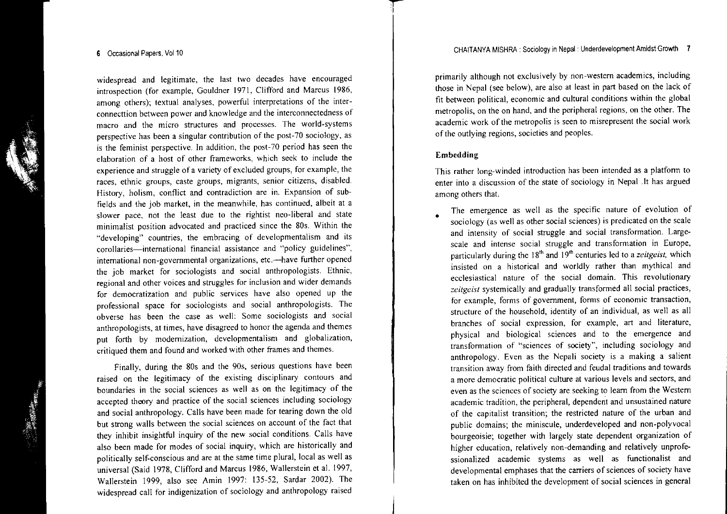widespread and legitimate, the last two decades have encouraged introspection (for example, Gouldner 1971, Clifford and Marcus 1986, among others); textual analyses, powerful interpretations of the inter-connecttion between power and knowledge and the interconnectedness of macro and the micro structures and processes. The world-systems perspective has been a singular contribution of the post-70 sociology, as is the feminist perspective. In addition, the post-70 period has seen the elaboration of a host of other frameworks, which seek to include the experience and struggle of a variety of excluded groups, for example, the races, ethnic groups, caste groups, migrants, senior citizens, disabled. History, holism, conflict and contradiction are in. Expansion of sub-fields and the job market, in the meanwhile, has continued, albeit at a slower pace, not the least due to the rightist neo-liberal and state minimalist position advocated and practiced since the 80s. Within the "developing" countries, the embracing of developmentalism and its corollaries—international financial assistance and "policy guidelines", international non-governmental organizations, etc.—have further opened the job market for sociologists and social anthropologists. Ethnic, regional and other voices and struggles for inclusion and wider demands for democratization and public services have also opened up the professional space for sociologists and social anthropologists. The obverse has been the case as well: Some sociologists and social anthropologists, at times, have disagreed to honor the agenda and themes put forth by modernization, developmentalism and globalization, critiqued them and found and worked with other frames and themes.

Finally, during the 80s and the 90s, serious questions have been raised on the legitimacy of the existing disciplinary contours and boundaries in the social sciences as well as on the legitimacy of the accepted theory and practice of the social sciences including sociology and social anthropology. Calls have been made for tearing down the old but strong walls between the social sciences on account of the fact that they inhibit insightful inquiry of the new social conditions. Calls have also been made for modes of social inquiry, which are historically and politically self-conscious and are at the same time plural, local as well as universal (Said 1978, Clifford and Marcus 1986, Wallerstein et al. 1997, Wallerstein 1999, also see Amin 1997: 135-52, Sardar 2002). The widespread call for indigenization of sociology and anthropology raised primarily although not exclusively by non-western academics, including those in Nepal (see below), are also at least in part based on the lack of fit between political, economic and cultural conditions within the global metropolis, on the on hand, and the peripheral regions, on the other. The academic work of the metropolis is seen to misrepresent the social work of the outlying regions, societies and peoples.

### Embedding

This rather long-winded introduction has been intended as a platform to enter into a discussion of the state of sociology in Nepal .It has argued among others that.

- The emergence as well as the specific nature of evolution of sociology (as well as other social sciences) is predicated on the scale and intensity of social struggle and social transformation. Large-scale and intense social struggle and transformation in Europe, particularly during the 18th and 19th centuries led to a *zeitgeist,* which insisted on a historical and worldly rather than mythical and ecclesiastical nature of the social domain. This revolutionary *zeitgeist* systemically and gradually transformed all social practices, for example, forms of government, forms of economic transaction, structure of the household, identity of an individual, as well as all branches of social expression, for example, art and literature, physical and biological sciences and to the emergence and transformation of "sciences of society", including sociology and anthropology. Even as the Nepali society is a making a salient transition away from faith directed and feudal traditions and towards a more democratic political culture at various levels and sectors, and even as the sciences of society are seeking to learn from the Western academic tradition, the peripheral, dependent and unsustained nature of the capitalist transition; the restricted nature of the urban and public domains; the miniscule, underdeveloped and non-polyvocal bourgeoisie; together with largely state dependent organization of higher education, relatively non-demanding and relatively unprofe-ssionalized academic systems as well as functionalist and developmental emphases that the carriers of sciences of society have taken on has inhibited the development of social sciences in general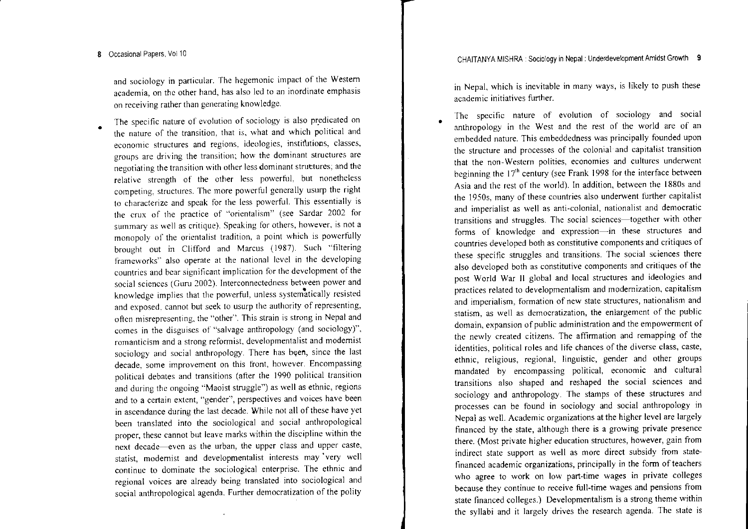and sociology in particular. The hegemonic impact of the Western academia, on the other hand, has also led to an inordinate emphasis on receiving rather than generating knowledge.

- The specific nature of evolution of sociology is also predicated on the nature of the transition, that is, what and which political and economic structures and regions, ideologies, institutions, classes, groups are driving the transition; how the dominant structures are negotiating the transition with other less dominant structures; and the relative strength of the other less powerful, but nonetheless competing, structures. The more powerful generally usurp the right to characterize and speak for the less powerful. This essentially is the crux of the practice of "orientalism" (see Sardar 2002 for summary as well as critique). Speaking for others, however, is not a monopoly of the orientalist tradition, a point which is powerfully brought out in Clifford and Marcus (1987). Such "filtering frameworks" also operate at the national level in the developing countries and bear significant implication for the development of the social sciences (Guru 2002). Interconnectedness between power and knowledge implies that the powerful, unless systematically resisted and exposed, cannot but seek to usurp the authority of representing, often misrepresenting, the "other". This strain is strong in Nepal and comes in the disguises of "salvage anthropology (and sociology)", romanticism and a strong reformist, developmentalist and modernist sociology and social anthropology. There has been, since the last decade, some improvement on this front, however. Encompassing political debates and transitions (after the 1990 political transition and during the ongoing "Maoist struggle") as well as ethnic, regions and to a certain extent, "gender", perspectives and voices have been in ascendance during the last decade. While not all of these have yet been translated into the sociological and social anthropological proper, these cannot but leave marks within the discipline within the next decade—even as the urban, the upper class and upper caste, statist, modernist and developmentalist interests may very well continue to dominate the sociological enterprise. The ethnic and regional voices are already being translated into sociological and social anthropological agenda. Further democratization of the polity in Nepal, which is inevitable in many ways, is likely to push these academic initiatives further.

- The specific nature of evolution of sociology and social anthropology in the West and the rest of the world are of an embedded nature. This embeddedness was principally founded upon the structure and processes of the colonial and capitalist transition that the non-Western polities, economies and cultures underwent beginning the 17th century (see Frank 1998 for the interface between Asia and the rest of the world). In addition, between the 1880s and the 1950s, many of these countries also underwent further capitalist and imperialist as well as anti-colonial, nationalist and democratic transitions and struggles. The social sciences—together with other forms of knowledge and expression—in these structures and countries developed both as constitutive components and critiques of these specific struggles and transitions. The social sciences there also developed both as constitutive components and critiques of the post World War II global and local structures and ideologies and practices related to developmentalism and modernization, capitalism and imperialism, formation of new state structures, nationalism and statism, as well as democratization, the enlargement of the public domain, expansion of public administration and the empowerment of the newly created citizens. The affirmation and remapping of the identities, political roles and life chances of the diverse class, caste, ethnic, religious, regional, linguistic, gender and other groups mandated by encompassing political, economic and cultural transitions also shaped and reshaped the social sciences and sociology and anthropology. The stamps of these structures and processes can be found in sociology and social anthropology in Nepal as well. Academic organizations at the higher level are largely financed by the state, although there is a growing private presence there. (Most private higher education structures, however, gain from indirect state support as well as more direct subsidy from state-financed academic organizations, principally in the form of teachers who agree to work on low part-time wages in private colleges because they continue to receive full-time wages and pensions from state financed colleges.) Developmentalism is a strong theme within the syllabi and it largely drives the research agenda. The state is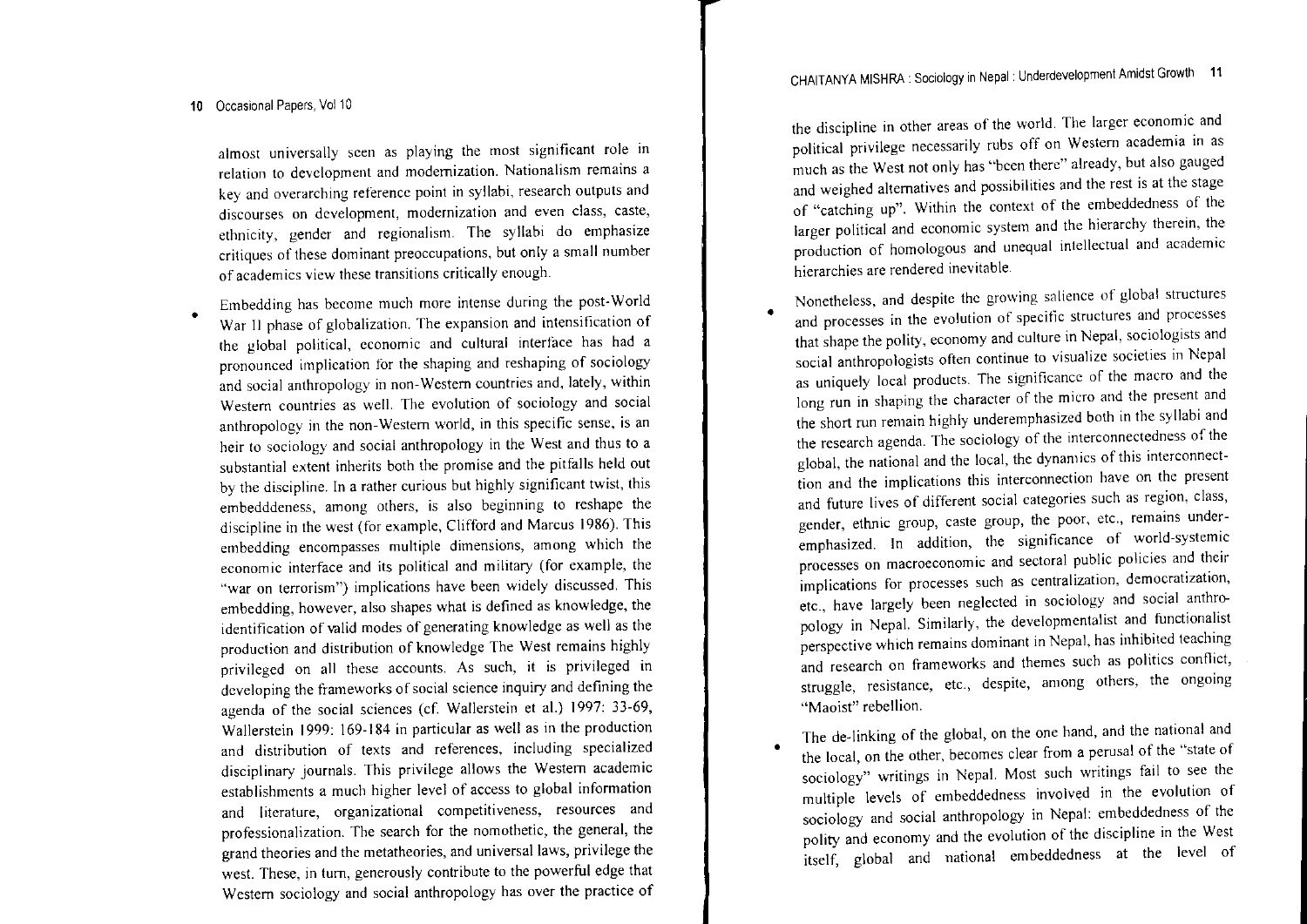almost universally seen as playing the most significant role in relation to development and modernization. Nationalism remains a key and overarching reference point in syllabi, research outputs and discourses on development, modernization and even class, caste, ethnicity, gender and regionalism. The syllabi do emphasize critiques of these dominant preoccupations, but only a small number of academics view these transitions critically enough.

- Embedding has become much more intense during the post-World War II phase of globalization. The expansion and intensification of the global political, economic and cultural interface has had a pronounced implication for the shaping and reshaping of sociology and social anthropology in non-Western countries and, lately, within Western countries as well. The evolution of sociology and social anthropology in the non-Western world, in this specific sense, is an heir to sociology and social anthropology in the West and thus to a substantial extent inherits both the promise and the pitfalls held out by the discipline. In a rather curious but highly significant twist, this embedddeness, among others, is also beginning to reshape the discipline in the west (for example, Clifford and Marcus 1986). This embedding encompasses multiple dimensions, among which the economic interface and its political and military (for example, the "war on terrorism") implications have been widely discussed. This embedding, however, also shapes what is defined as knowledge, the identification of valid modes of generating knowledge as well as the production and distribution of knowledge The West remains highly privileged on all these accounts. As such, it is privileged in developing the frameworks of social science inquiry and defining the agenda of the social sciences (cf. Wallerstein et al.) 1997: 33-69, Wallerstein 1999: 169-184 in particular as well as in the production and distribution of texts and references, including specialized disciplinary journals. This privilege allows the Western academic establishments a much higher level of access to global information and literature, organizational competitiveness, resources and professionalization. The search for the nomothetic, the general, the grand theories and the metatheories, and universal laws, privilege the west. These, in turn, generously contribute to the powerful edge that Western sociology and social anthropology has over the practice of the discipline in other areas of the world. The larger economic and political privilege necessarily rubs off on Western academia in as much as the West not only has "been there" already, but also gauged and weighed alternatives and possibilities and the rest is at the stage of "catching up". Within the context of the embeddedness of the larger political and economic system and the hierarchy therein, the production of homologous and unequal intellectual and academic hierarchies are rendered inevitable.

- Nonetheless, and despite the growing salience of global structures and processes in the evolution of specific structures and processes that shape the polity, economy and culture in Nepal, sociologists and social anthropologists often continue to visualize societies in Nepal as uniquely local products. The significance of the macro and the long run in shaping the character of the micro and the present and the short run remain highly underemphasized both in the syllabi and the research agenda. The sociology of the interconnectedness of the global, the national and the local, the dynamics of this interconnecttion and the implications this interconnection have on the present and future lives of different social categories such as region, class, gender, ethnic group, caste group, the poor, etc., remains underemphasized. In addition, the significance of world-systemic processes on macroeconomic and sectoral public policies and their implications for processes such as centralization, democratization, etc., have largely been neglected in sociology and social anthropology in Nepal. Similarly, the developmentalist and functionalist perspective which remains dominant in Nepal, has inhibited teaching and research on frameworks and themes such as politics conflict, struggle, resistance, etc., despite, among others, the ongoing "Maoist" rebellion.

- The de-linking of the global, on the one hand, and the national and the local, on the other, becomes clear from a perusal of the "state of sociology" writings in Nepal. Most such writings fail to see the multiple levels of embeddedness involved in the evolution of sociology and social anthropology in Nepal: embeddedness of the polity and economy and the evolution of the discipline in the West itself, global and national embeddedness at the level of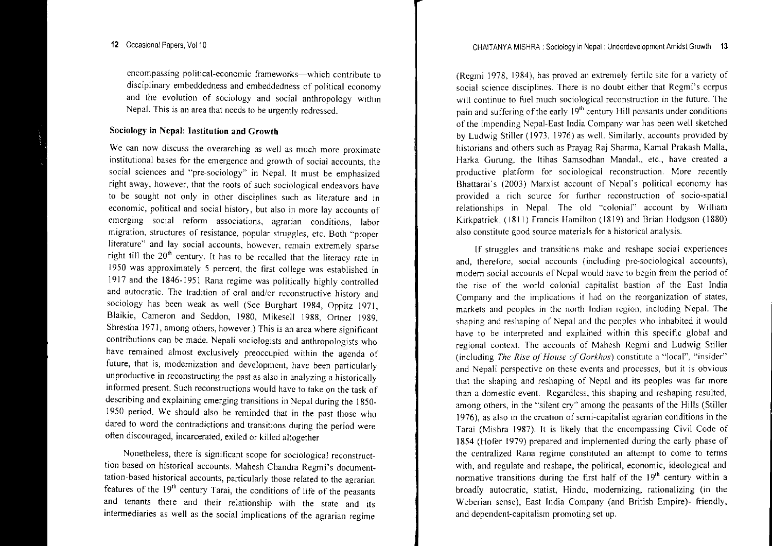encompassing political-economic frameworks—which contribute to disciplinary embeddedness and embeddedness of political economy and the evolution of sociology and social anthropology within Nepal. This is an area that needs to be urgently redressed.

### Sociology in Nepal: Institution and Growth

We can now discuss the overarching as well as much more proximate institutional bases for the emergence and growth of social accounts, the social sciences and "pre-sociology" in Nepal. It must be emphasized right away, however, that the roots of such sociological endeavors have to be sought not only in other disciplines such as literature and in economic, political and social history, but also in more lay accounts of emerging social reform associations, agrarian conditions, labor migration, structures of resistance, popular struggles, etc. Both "proper literature" and lay social accounts, however, remain extremely sparse right till the 20th century. It has to be recalled that the literacy rate in 1950 was approximately 5 percent, the first college was established in 1917 and the 1846-1951 Rana regime was politically highly controlled and autocratic. The tradition of oral and/or reconstructive history and sociology has been weak as well (See Burghart 1984, Oppitz 1971, Blaikie, Cameron and Seddon, 1980, Mikesell 1988, Ortner 1989, Shrestha 1971, among others, however.) This is an area where significant contributions can be made. Nepali sociologists and anthropologists who have remained almost exclusively preoccupied within the agenda of future, that is, modernization and development, have been particularly unproductive in reconstructing the past as also in analyzing a historically informed present. Such reconstructions would have to take on the task of describing and explaining emerging transitions in Nepal during the 1850-1950 period. We should also be reminded that in the past those who dared to word the contradictions and transitions during the period were often discouraged, incarcerated, exiled or killed altogether

Nonetheless, there is significant scope for sociological reconstruction based on historical accounts. Mahesh Chandra Regmi's documenttation-based historical accounts, particularly those related to the agrarian features of the 19th century Tarai, the conditions of life of the peasants and tenants there and their relationship with the state and its intermediaries as well as the social implications of the agrarian regime (Regmi 1978, 1984), has proved an extremely fertile site for a variety of social science disciplines. There is no doubt either that Regmi's corpus will continue to fuel much sociological reconstruction in the future. The pain and suffering of the early 19th century Hill peasants under conditions of the impending Nepal-East India Company war has been well sketched by Ludwig Stiller (1973, 1976) as well. Similarly, accounts provided by historians and others such as Prayag Raj Sharma, Kamal Prakash Malla, Harka Gurung, the Itihas Samsodhan Mandal., etc., have created a productive platform for sociological reconstruction. More recently Bhattarai's (2003) Marxist account of Nepal's political economy has provided a rich source for further reconstruction of socio-spatial relationships in Nepal. The old "colonial" account by William Kirkpatrick, (1811) Francis Hamilton (1819) and Brian Hodgson (1880) also constitute good source materials for a historical analysis.

If struggles and transitions make and reshape social experiences and, therefore, social accounts (including pre-sociological accounts), modern social accounts of Nepal would have to begin from the period of the rise of the world colonial capitalist bastion of the East India Company and the implications it had on the reorganization of states, markets and peoples in the north Indian region, including Nepal. The shaping and reshaping of Nepal and the peoples who inhabited it would have to be interpreted and explained within this specific global and regional context. The accounts of Mahesh Regmi and Ludwig Stiller (including *The Rise of House of Gorkhas*) constitute a "local", "insider" and Nepali perspective on these events and processes, but it is obvious that the shaping and reshaping of Nepal and its peoples was far more than a domestic event. Regardless, this shaping and reshaping resulted, among others, in the "silent cry" among the peasants of the Hills (Stiller 1976), as also in the creation of semi-capitalist agrarian conditions in the Tarai (Mishra 1987). It is likely that the encompassing Civil Code of 1854 (Hofer 1979) prepared and implemented during the early phase of the centralized Rana regime constituted an attempt to come to terms with, and regulate and reshape, the political, economic, ideological and normative transitions during the first half of the 19th century within a broadly autocratic, statist, Hindu, modernizing, rationalizing (in the Weberian sense), East India Company (and British Empire)- friendly, and dependent-capitalism promoting set up.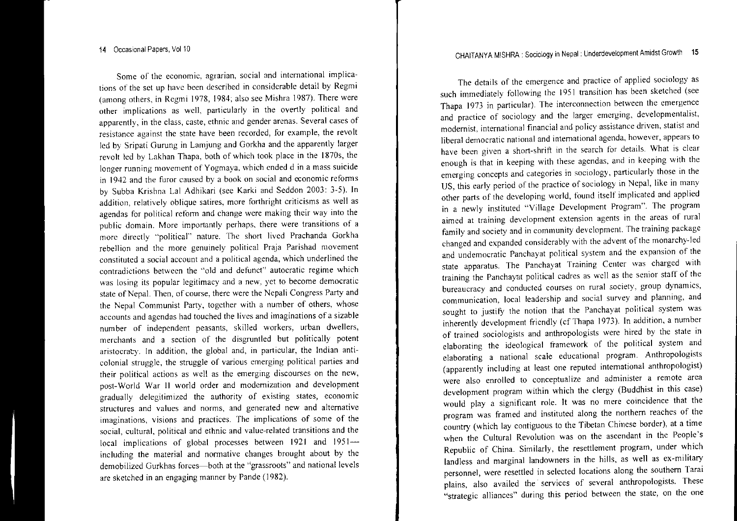Some of the economic, agrarian, social and international implications of the set up have been described in considerable detail by Regmi (among others, in Regmi 1978, 1984; also see Mishra 1987). There were other implications as well, particularly in the overtly political and apparently, in the class, caste, ethnic and gender arenas. Several cases of resistance against the state have been recorded, for example, the revolt led by Sripati Gurung in Lamjung and Gorkha and the apparently larger revolt led by Lakhan Thapa, both of which took place in the 1870s, the longer running movement of Yogmaya, which ended d in a mass suicide in 1942 and the furor caused by a book on social and economic reforms by Subba Krishna Lal Adhikari (see Karki and Seddon 2003: 3-5). In addition, relatively oblique satires, more forthright criticisms as well as agendas for political reform and change were making their way into the public domain. More importantly perhaps, there were transitions of a more directly "political" nature. The short lived Prachanda Gorkha rebellion and the more genuinely political Praja Parishad movement constituted a social account and a political agenda, which underlined the contradictions between the "old and defunct" autocratic regime which was losing its popular legitimacy and a new, yet to become democratic state of Nepal. Then, of course, there were the Nepali Congress Party and the Nepal Communist Party, together with a number of others, whose accounts and agendas had touched the lives and imaginations of a sizable number of independent peasants, skilled workers, urban dwellers, merchants and a section of the disgruntled but politically potent aristocracy. In addition, the global and, in particular, the Indian anti-colonial struggle, the struggle of various emerging political parties and their political actions as well as the emerging discourses on the new, post-World War II world order and modernization and development gradually delegitimized the authority of existing states, economic structures and values and norms, and generated new and alternative imaginations, visions and practices. The implications of some of the social, cultural, political and ethnic and value-related transitions and the local implications of global processes between 1921 and 1951—including the material and normative changes brought about by the demobilized Gurkhas forces—both at the "grassroots" and national levels are sketched in an engaging manner by Pande (1982).

The details of the emergence and practice of applied sociology as such immediately following the 1951 transition has been sketched (see Thapa 1973 in particular). The interconnection between the emergence and practice of sociology and the larger emerging, developmentalist, modernist, international financial and policy assistance driven, statist and liberal democratic national and international agenda, however, appears to have been given a short-shrift in the search for details. What is clear enough is that in keeping with these agendas, and in keeping with the emerging concepts and categories in sociology, particularly those in the US, this early period of the practice of sociology in Nepal, like in many other parts of the developing world, found itself implicated and applied in a newly instituted "Village Development Program". The program aimed at training development extension agents in the areas of rural family and society and in community development. The training package changed and expanded considerably with the advent of the monarchy-led and undemocratic Panchayat political system and the expansion of the state apparatus. The Panchayat Training Center was charged with training the Panchayat political cadres as well as the senior staff of the bureaucracy and conducted courses on rural society, group dynamics, communication, local leadership and social survey and planning, and sought to justify the notion that the Panchayat political system was inherently development friendly (cf Thapa 1973). In addition, a number of trained sociologists and anthropologists were hired by the state in elaborating the ideological framework of the political system and elaborating a national scale educational program. Anthropologists (apparently including at least one reputed international anthropologist) were also enrolled to conceptualize and administer a remote area development program within which the clergy (Buddhist in this case) would play a significant role. It was no mere coincidence that the program was framed and instituted along the northern reaches of the country (which lay contiguous to the Tibetan Chinese border), at a time when the Cultural Revolution was on the ascendant in the People's Republic of China. Similarly, the resettlement program, under which landless and marginal landowners in the hills, as well as ex-military personnel, were resettled in selected locations along the southern Tarai plains, also availed the services of several anthropologists. These "strategic alliances" during this period between the state, on the one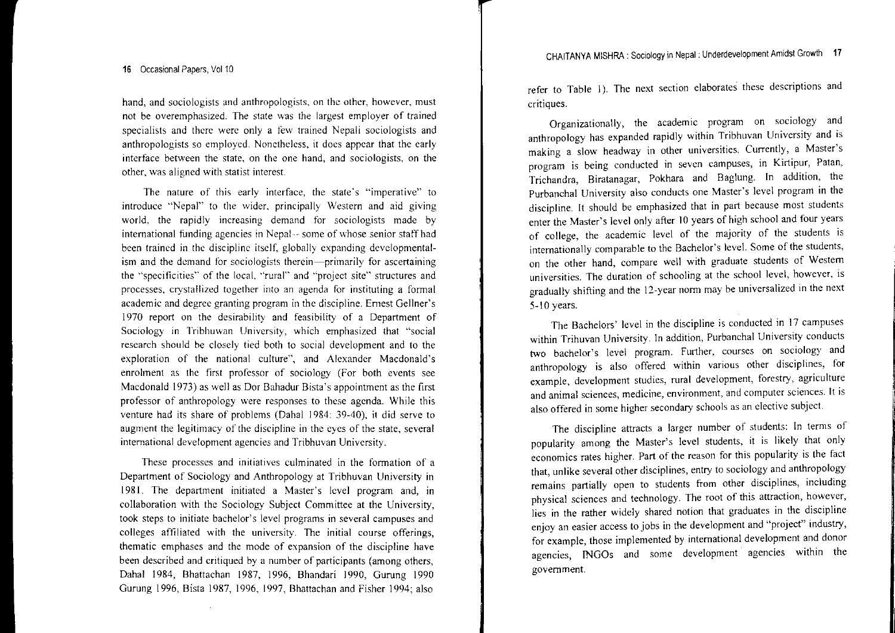hand, and sociologists and anthropologists, on the other, however, must not be overemphasized. The state was the largest employer of trained specialists and there were only a few trained Nepali sociologists and anthropologists so employed. Nonetheless, it does appear that the early interface between the state, on the one hand, and sociologists, on the other, was aligned with statist interest.

The nature of this early interface, the state's "imperative" to introduce "Nepal" to the wider, principally Western and aid giving world, the rapidly increasing demand for sociologists made by international funding agencies in Nepal -- some of whose senior staff had been trained in the discipline itself, globally expanding developmentalism and the demand for sociologists therein—primarily for ascertaining the "specificities" of the local, "rural" and "project site" structures and processes, crystallized together into an agenda for instituting a formal academic and degree granting program in the discipline. Ernest Gellner's 1970 report on the desirability and feasibility of a Department of Sociology in Tribhuwan University, which emphasized that "social research should be closely tied both to social development and to the exploration of the national culture", and Alexander Macdonald's enrolment as the first professor of sociology (For both events see Macdonald 1973) as well as Dor Bahadur Bista's appointment as the first professor of anthropology were responses to these agenda. While this venture had its share of problems (Dahal 1984: 39-40), it did serve to augment the legitimacy of the discipline in the eyes of the state, several international development agencies and Tribhuvan University.

These processes and initiatives culminated in the formation of a Department of Sociology and Anthropology at Tribhuvan University in 1981. The department initiated a Master's level program and, in collaboration with the Sociology Subject Committee at the University, took steps to initiate bachelor's level programs in several campuses and colleges affiliated with the university. The initial course offerings, thematic emphases and the mode of expansion of the discipline have been described and critiqued by a number of participants (among others, Dahal 1984, Bhattachan 1987, 1996, Bhandari 1990, Gurung 1990 Gurung 1996, Bista 1987, 1996, 1997, Bhattachan and Fisher 1994; also refer to Table 1). The next section elaborates these descriptions and critiques.

Organizationally, the academic program on sociology and anthropology has expanded rapidly within Tribhuvan University and is making a slow headway in other universities. Currently, a Master's program is being conducted in seven campuses, in Kirtipur, Patan, Trichandra, Biratanagar, Pokhara and Baglung. In addition, the Purbanchal University also conducts one Master's level program in the discipline. It should be emphasized that in part because most students enter the Master's level only after 10 years of high school and four years of college, the academic level of the majority of the students is internationally comparable to the Bachelor's level. Some of the students, on the other hand, compare well with graduate students of Western universities. The duration of schooling at the school level, however, is gradually shifting and the 12-year norm may be universalized in the next 5-10 years.

The Bachelors' level in the discipline is conducted in 17 campuses within Trihuvan University. In addition, Purbanchal University conducts two bachelor's level program. Further, courses on sociology and anthropology is also offered within various other disciplines, for example, development studies, rural development, forestry, agriculture and animal sciences, medicine, environment, and computer sciences. It is also offered in some higher secondary schools as an elective subject.

The discipline attracts a larger number of students: In terms of popularity among the Master's level students, it is likely that only economics rates higher. Part of the reason for this popularity is the fact that, unlike several other disciplines, entry to sociology and anthropology remains partially open to students from other disciplines, including physical sciences and technology. The root of this attraction, however, lies in the rather widely shared notion that graduates in the discipline enjoy an easier access to jobs in the development and "project" industry, for example, those implemented by international development and donor agencies, INGOs and some development agencies within the government.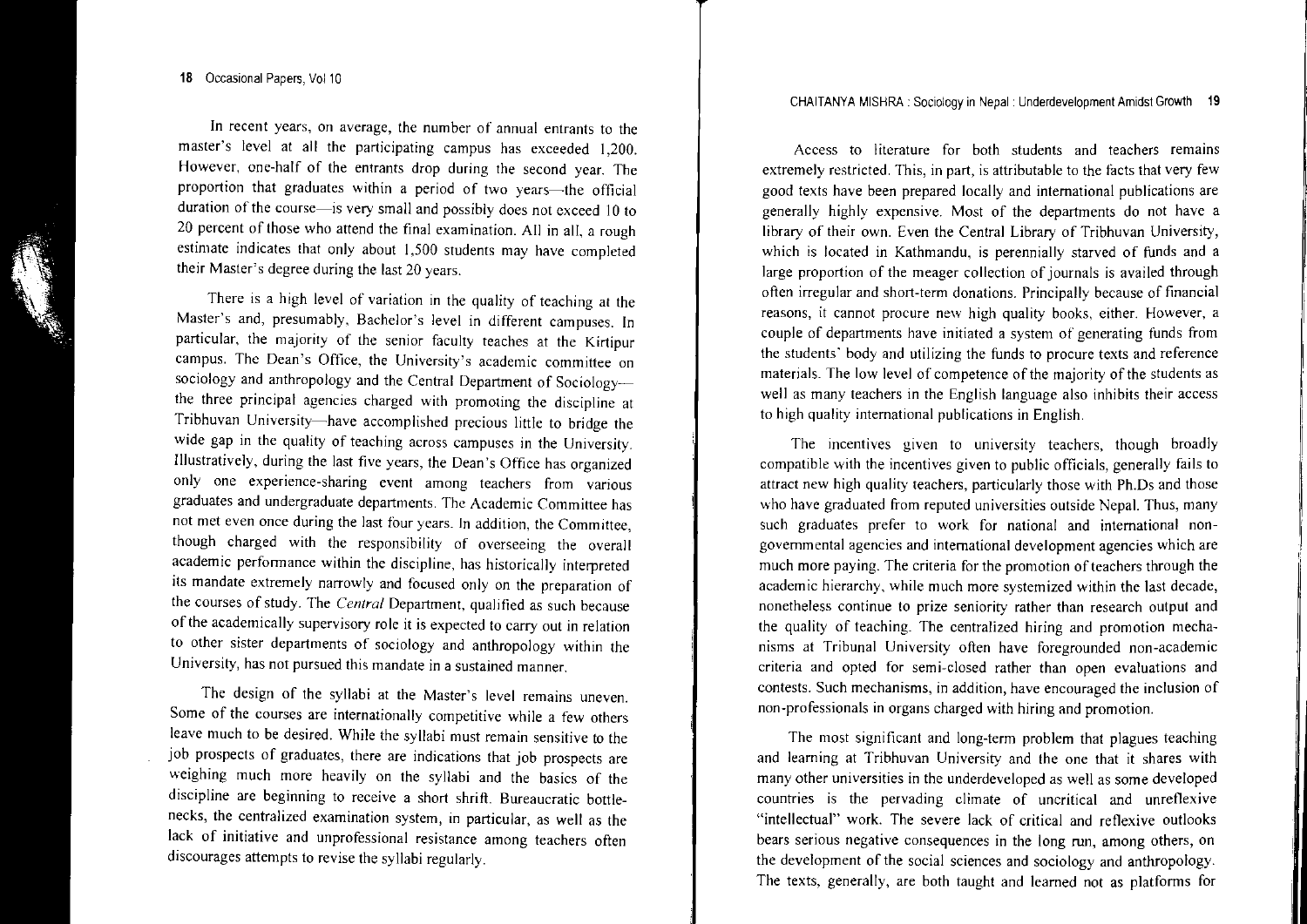In recent years, on average, the number of annual entrants to the master's level at all the participating campus has exceeded 1,200. However, one-half of the entrants drop during the second year. The proportion that graduates within a period of two years—the official duration of the course—is very small and possibly does not exceed 10 to 20 percent of those who attend the final examination. All in all, a rough estimate indicates that only about 1,500 students may have completed their Master's degree during the last 20 years.

There is a high level of variation in the quality of teaching at the Master's and, presumably, Bachelor's level in different campuses. In particular, the majority of the senior faculty teaches at the Kirtipur campus. The Dean's Office, the University's academic committee on sociology and anthropology and the Central Department of Sociology—the three principal agencies charged with promoting the discipline at Tribhuvan University—have accomplished precious little to bridge the wide gap in the quality of teaching across campuses in the University. Illustratively, during the last five years, the Dean's Office has organized only one experience-sharing event among teachers from various graduates and undergraduate departments. The Academic Committee has not met even once during the last four years. In addition, the Committee, though charged with the responsibility of overseeing the overall academic performance within the discipline, has historically interpreted its mandate extremely narrowly and focused only on the preparation of the courses of study. The *Central* Department, qualified as such because of the academically supervisory role it is expected to carry out in relation to other sister departments of sociology and anthropology within the University, has not pursued this mandate in a sustained manner.

The design of the syllabi at the Master's level remains uneven. Some of the courses are internationally competitive while a few others leave much to be desired. While the syllabi must remain sensitive to the job prospects of graduates, there are indications that job prospects are weighing much more heavily on the syllabi and the basics of the discipline are beginning to receive a short shrift. Bureaucratic bottle-necks, the centralized examination system, in particular, as well as the lack of initiative and unprofessional resistance among teachers often discourages attempts to revise the syllabi regularly.

Access to literature for both students and teachers remains extremely restricted. This, in part, is attributable to the facts that very few good texts have been prepared locally and international publications are generally highly expensive. Most of the departments do not have a library of their own. Even the Central Library of Tribhuvan University, which is located in Kathmandu, is perennially starved of funds and a large proportion of the meager collection of journals is availed through often irregular and short-term donations. Principally because of financial reasons, it cannot procure new high quality books, either. However, a couple of departments have initiated a system of generating funds from the students' body and utilizing the funds to procure texts and reference materials. The low level of competence of the majority of the students as well as many teachers in the English language also inhibits their access to high quality international publications in English.

The incentives given to university teachers, though broadly compatible with the incentives given to public officials, generally fails to attract new high quality teachers, particularly those with Ph.Ds and those who have graduated from reputed universities outside Nepal. Thus, many such graduates prefer to work for national and international non-governmental agencies and international development agencies which are much more paying. The criteria for the promotion of teachers through the academic hierarchy, while much more systemized within the last decade, nonetheless continue to prize seniority rather than research output and the quality of teaching. The centralized hiring and promotion mechanisms at Tribunal University often have foregrounded non-academic criteria and opted for semi-closed rather than open evaluations and contests. Such mechanisms, in addition, have encouraged the inclusion of non-professionals in organs charged with hiring and promotion.

The most significant and long-term problem that plagues teaching and learning at Tribhuvan University and the one that it shares with many other universities in the underdeveloped as well as some developed countries is the pervading climate of uncritical and unreflexive "intellectual" work. The severe lack of critical and reflexive outlooks bears serious negative consequences in the long run, among others, on the development of the social sciences and sociology and anthropology. The texts, generally, are both taught and learned not as platforms for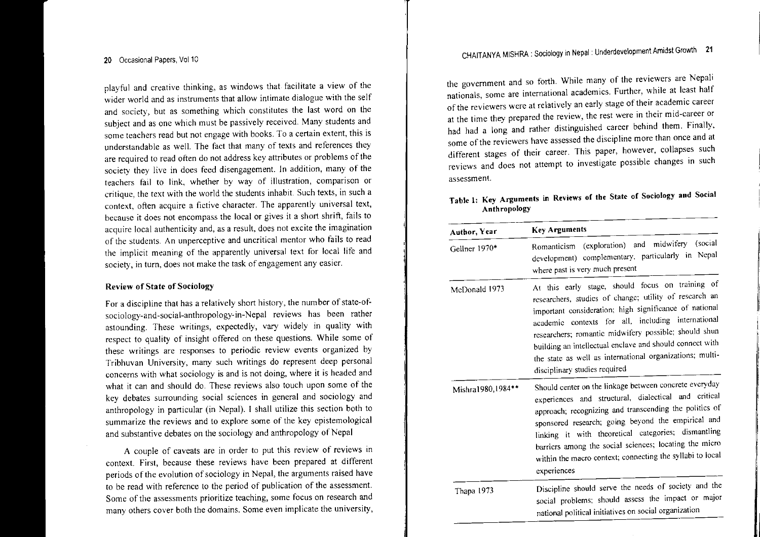playful and creative thinking, as windows that facilitate a view of the wider world and as instruments that allow intimate dialogue with the self and society, but as something which constitutes the last word on the subject and as one which must be passively received. Many students and some teachers read but not engage with books. To a certain extent, this is understandable as well. The fact that many of texts and references they are required to read often do not address key attributes or problems of the society they live in does feed disengagement. In addition, many of the teachers fail to link, whether by way of illustration, comparison or critique, the text with the world the students inhabit. Such texts, in such a context, often acquire a fictive character. The apparently universal text, because it does not encompass the local or gives it a short shrift, fails to acquire local authenticity and, as a result, does not excite the imagination of the students. An unperceptive and uncritical mentor who fails to read the implicit meaning of the apparently universal text for local life and society, in turn, does not make the task of engagement any easier.

### Review of State of Sociology

For a discipline that has a relatively short history, the number of state-of-sociology-and-social-anthropology-in-Nepal reviews has been rather astounding. These writings, expectedly, vary widely in quality with respect to quality of insight offered on these questions. While some of these writings are responses to periodic review events organized by Tribhuvan University, many such writings do represent deep personal concerns with what sociology is and is not doing, where it is headed and what it can and should do. These reviews also touch upon some of the key debates surrounding social sciences in general and sociology and anthropology in particular (in Nepal). I shall utilize this section both to summarize the reviews and to explore some of the key epistemological and substantive debates on the sociology and anthropology of Nepal

A couple of caveats are in order to put this review of reviews in context. First, because these reviews have been prepared at different periods of the evolution of sociology in Nepal, the arguments raised have to be read with reference to the period of publication of the assessment. Some of the assessments prioritize teaching, some focus on research and many others cover both the domains. Some even implicate the university, the government and so forth. While many of the reviewers are Nepali nationals, some are international academics. Further, while at least half of the reviewers were at relatively an early stage of their academic career at the time they prepared the review, the rest were in their mid-career or had had a long and rather distinguished career behind them. Finally, some of the reviewers have assessed the discipline more than once and at different stages of their career. This paper, however, collapses such reviews and does not attempt to investigate possible changes in such assessment.

**Table 1: Key Arguments in Reviews of the State of Sociology and Social Anthropology**

| Author, Year | Key Arguments |
|---|---|
| Gellner 1970* | Romanticism (exploration) and midwifery (social development) complementary, particularly in Nepal where past is very much present |
| McDonald 1973 | At this early stage, should focus on training of researchers, studies of change; utility of research an important consideration; high significance of national academic contexts for all, including international researchers; romantic midwifery possible; should shun building an intellectual enclave and should connect with the state as well as international organizations; multi-disciplinary studies required |
| Mishra1980,1984** | Should center on the linkage between concrete everyday experiences and structural, dialectical and critical approach; recognizing and transcending the politics of sponsored research; going beyond the empirical and linking it with theoretical categories; dismantling barriers among the social sciences; locating the micro within the macro context; connecting the syllabi to local experiences |
| Thapa 1973 | Discipline should serve the needs of society and the social problems; should assess the impact or major national political initiatives on social organization |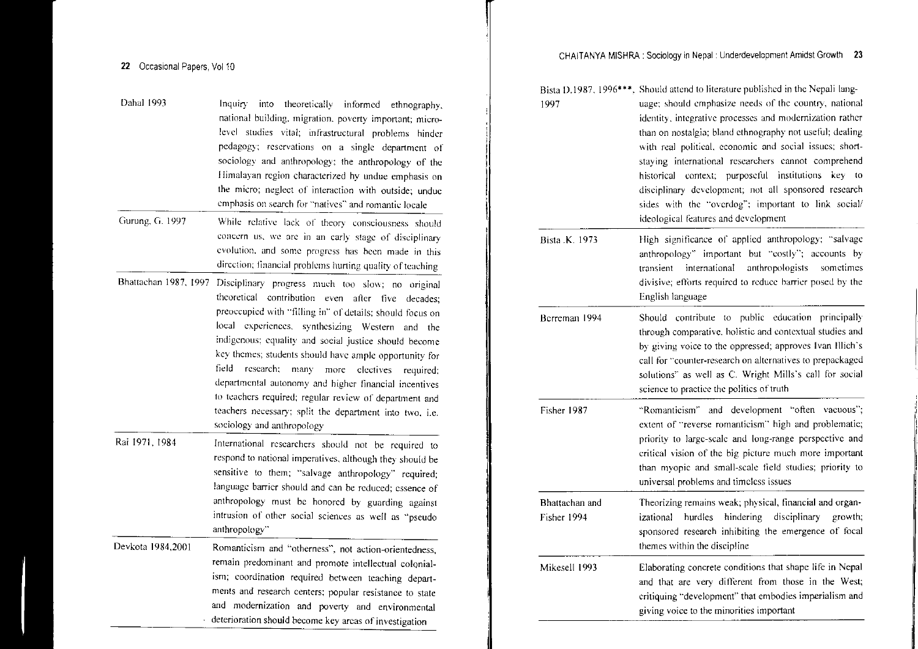| | |
|---|---|
| Dahal 1993 | Inquiry into theoretically informed ethnography, national building, migration, poverty important; micro-level studies vital; infrastructural problems hinder pedagogy; reservations on a single department of sociology and anthropology; the anthropology of the Himalayan region characterized by undue emphasis on the micro; neglect of interaction with outside; undue emphasis on search for "natives" and romantic locale |
| Gurung, G. 1997 | While relative lack of theory consciousness should concern us, we are in an early stage of disciplinary evolution, and some progress has been made in this direction; financial problems hurting quality of teaching |
| Bhattachan 1987, 1997 | Disciplinary progress much too slow; no original theoretical contribution even after five decades; preoccupied with "filling in" of details; should focus on local experiences, synthesizing Western and the indigenous; equality and social justice should become key themes; students should have ample opportunity for field research; many more electives required; departmental autonomy and higher financial incentives to teachers required; regular review of department and teachers necessary; split the department into two, i.e. sociology and anthropology |
| Rai 1971, 1984 | International researchers should not be required to respond to national imperatives, although they should be sensitive to them; "salvage anthropology" required; language barrier should and can be reduced; essence of anthropology must be honored by guarding against intrusion of other social sciences as well as "pseudo anthropology" |
| Devkota 1984,2001 | Romanticism and "otherness", not action-orientedness, remain predominant and promote intellectual colonialism; coordination required between teaching departments and research centers; popular resistance to state and modernization and poverty and environmental deterioration should become key areas of investigation |
| Bista D.1987, 1996***, 1997 | Should attend to literature published in the Nepali language; should emphasize needs of the country, national identity, integrative processes and modernization rather than on nostalgia; bland ethnography not useful; dealing with real political, economic and social issues; short-staying international researchers cannot comprehend historical context; purposeful institutions key to disciplinary development; not all sponsored research sides with the "overdog"; important to link social/ideological features and development |
| Bista .K. 1973 | High significance of applied anthropology; "salvage anthropology" important but "costly"; accounts by transient international anthropologists sometimes divisive; efforts required to reduce barrier posed by the English language |
| Berreman 1994 | Should contribute to public education principally through comparative, holistic and contextual studies and by giving voice to the oppressed; approves Ivan Illich's call for "counter-research on alternatives to prepackaged solutions" as well as C. Wright Mills's call for social science to practice the politics of truth |
| Fisher 1987 | "Romanticism" and development "often vacuous"; extent of "reverse romanticism" high and problematic; priority to large-scale and long-range perspective and critical vision of the big picture much more important than myopic and small-scale field studies; priority to universal problems and timeless issues |
| Bhattachan and Fisher 1994 | Theorizing remains weak; physical, financial and organizational hurdles hindering disciplinary growth; sponsored research inhibiting the emergence of focal themes within the discipline |
| Mikesell 1993 | Elaborating concrete conditions that shape life in Nepal and that are very different from those in the West; critiquing "development" that embodies imperialism and giving voice to the minorities important |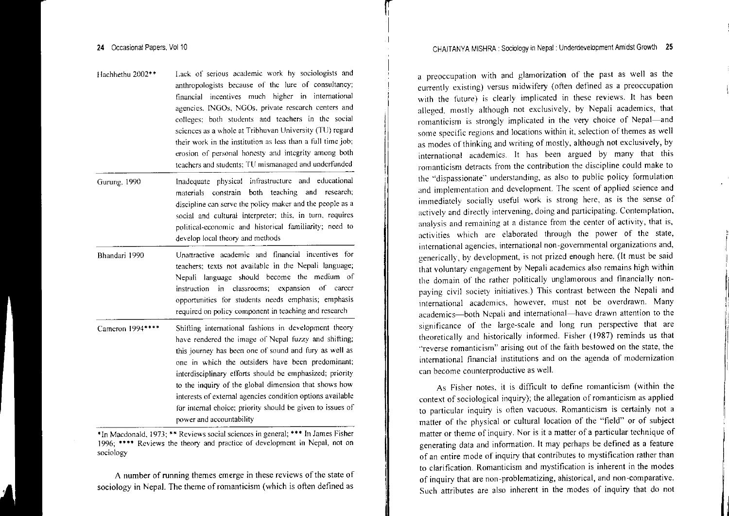| | |
|---|---|
| Hachhethu 2002** | Lack of serious academic work by sociologists and anthropologists because of the lure of consultancy; financial incentives much higher in international agencies, INGOs, NGOs, private research centers and colleges; both students and teachers in the social sciences as a whole at Tribhuvan University (TU) regard their work in the institution as less than a full time job; erosion of personal honesty and integrity among both teachers and students; TU mismanaged and underfunded |
| Gurung, 1990 | Inadequate physical infrastructure and educational materials constrain both teaching and research; discipline can serve the policy maker and the people as a social and cultural interpreter; this, in turn, requires political-economic and historical familiarity; need to develop local theory and methods |
| Bhandari 1990 | Unattractive academic and financial incentives for teachers; texts not available in the Nepali language; Nepali language should become the medium of instruction in classrooms; expansion of career opportunities for students needs emphasis; emphasis required on policy component in teaching and research |
| Cameron 1994**** | Shifting international fashions in development theory have rendered the image of Nepal fuzzy and shifting; this journey has been one of sound and fury as well as one in which the outsiders have been predominant; interdisciplinary efforts should be emphasized; priority to the inquiry of the global dimension that shows how interests of external agencies condition options available for internal choice; priority should be given to issues of power and accountability |

*In Macdonald, 1973; ** Reviews social sciences in general; *** In James Fisher 1996; **** Reviews the theory and practice of development in Nepal, not on sociology

A number of running themes emerge in these reviews of the state of sociology in Nepal. The theme of romanticism (which is often defined as a preoccupation with and glamorization of the past as well as the currently existing) versus midwifery (often defined as a preoccupation with the future) is clearly implicated in these reviews. It has been alleged, mostly although not exclusively, by Nepali academics, that romanticism is strongly implicated in the very choice of Nepal—and some specific regions and locations within it, selection of themes as well as modes of thinking and writing of mostly, although not exclusively, by international academics. It has been argued by many that this romanticism detracts from the contribution the discipline could make to the "dispassionate" understanding, as also to public policy formulation and implementation and development. The scent of applied science and immediately socially useful work is strong here, as is the sense of actively and directly intervening, doing and participating. Contemplation, analysis and remaining at a distance from the center of activity, that is, activities which are elaborated through the power of the state, international agencies, international non-governmental organizations and, generically, by development, is not prized enough here. (It must be said that voluntary engagement by Nepali academics also remains high within the domain of the rather politically unglamorous and financially non-paying civil society initiatives.) This contrast between the Nepali and international academics, however, must not be overdrawn. Many academics—both Nepali and international—have drawn attention to the significance of the large-scale and long run perspective that are theoretically and historically informed. Fisher (1987) reminds us that "reverse romanticism" arising out of the faith bestowed on the state, the international financial institutions and on the agenda of modernization can become counterproductive as well.

As Fisher notes, it is difficult to define romanticism (within the context of sociological inquiry); the allegation of romanticism as applied to particular inquiry is often vacuous. Romanticism is certainly not a matter of the physical or cultural location of the "field" or of subject matter or theme of inquiry. Nor is it a matter of a particular technique of generating data and information. It may perhaps be defined as a feature of an entire mode of inquiry that contributes to mystification rather than to clarification. Romanticism and mystification is inherent in the modes of inquiry that are non-problematizing, ahistorical, and non-comparative. Such attributes are also inherent in the modes of inquiry that do not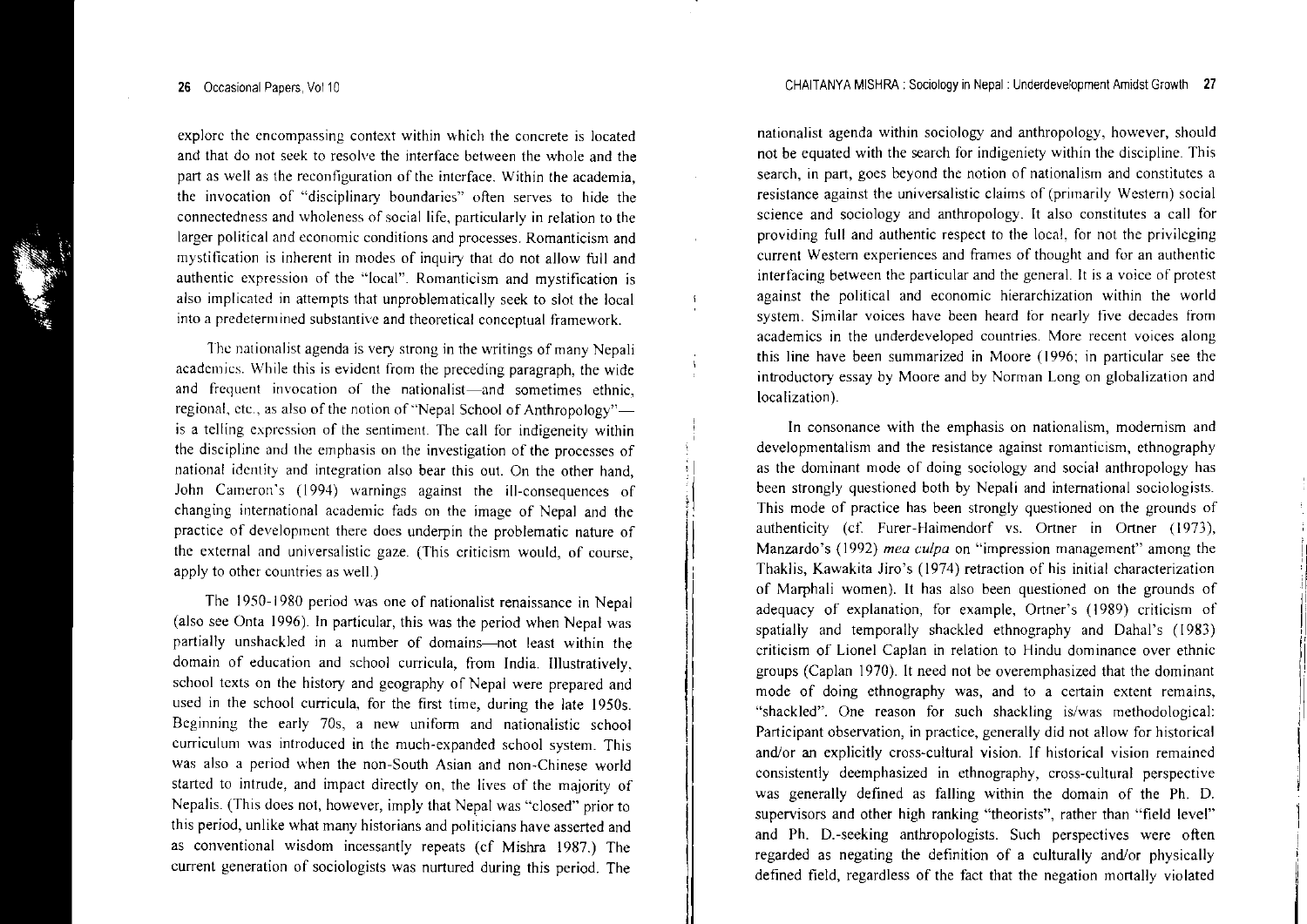explore the encompassing context within which the concrete is located and that do not seek to resolve the interface between the whole and the part as well as the reconfiguration of the interface. Within the academia, the invocation of "disciplinary boundaries" often serves to hide the connectedness and wholeness of social life, particularly in relation to the larger political and economic conditions and processes. Romanticism and mystification is inherent in modes of inquiry that do not allow full and authentic expression of the "local". Romanticism and mystification is also implicated in attempts that unproblematically seek to slot the local into a predetermined substantive and theoretical conceptual framework.

The nationalist agenda is very strong in the writings of many Nepali academics. While this is evident from the preceding paragraph, the wide and frequent invocation of the nationalist—and sometimes ethnic, regional, etc., as also of the notion of "Nepal School of Anthropology"—is a telling expression of the sentiment. The call for indigeneity within the discipline and the emphasis on the investigation of the processes of national identity and integration also bear this out. On the other hand, John Cameron's (1994) warnings against the ill-consequences of changing international academic fads on the image of Nepal and the practice of development there does underpin the problematic nature of the external and universalistic gaze. (This criticism would, of course, apply to other countries as well.)

The 1950-1980 period was one of nationalist renaissance in Nepal (also see Onta 1996). In particular, this was the period when Nepal was partially unshackled in a number of domains—not least within the domain of education and school curricula, from India. Illustratively, school texts on the history and geography of Nepal were prepared and used in the school curricula, for the first time, during the late 1950s. Beginning the early 70s, a new uniform and nationalistic school curriculum was introduced in the much-expanded school system. This was also a period when the non-South Asian and non-Chinese world started to intrude, and impact directly on, the lives of the majority of Nepalis. (This does not, however, imply that Nepal was "closed" prior to this period, unlike what many historians and politicians have asserted and as conventional wisdom incessantly repeats (cf Mishra 1987.) The current generation of sociologists was nurtured during this period. The nationalist agenda within sociology and anthropology, however, should not be equated with the search for indigeniety within the discipline. This search, in part, goes beyond the notion of nationalism and constitutes a resistance against the universalistic claims of (primarily Western) social science and sociology and anthropology. It also constitutes a call for providing full and authentic respect to the local, for not the privileging current Western experiences and frames of thought and for an authentic interfacing between the particular and the general. It is a voice of protest against the political and economic hierarchization within the world system. Similar voices have been heard for nearly five decades from academics in the underdeveloped countries. More recent voices along this line have been summarized in Moore (1996; in particular see the introductory essay by Moore and by Norman Long on globalization and localization).

In consonance with the emphasis on nationalism, modernism and developmentalism and the resistance against romanticism, ethnography as the dominant mode of doing sociology and social anthropology has been strongly questioned both by Nepali and international sociologists. This mode of practice has been strongly questioned on the grounds of authenticity (cf. Furer-Haimendorf vs. Ortner in Ortner (1973), Manzardo's (1992) *mea culpa* on "impression management" among the Thaklis, Kawakita Jiro's (1974) retraction of his initial characterization of Marphali women). It has also been questioned on the grounds of adequacy of explanation, for example, Ortner's (1989) criticism of spatially and temporally shackled ethnography and Dahal's (1983) criticism of Lionel Caplan in relation to Hindu dominance over ethnic groups (Caplan 1970). It need not be overemphasized that the dominant mode of doing ethnography was, and to a certain extent remains, "shackled". One reason for such shackling is/was methodological: Participant observation, in practice, generally did not allow for historical and/or an explicitly cross-cultural vision. If historical vision remained consistently deemphasized in ethnography, cross-cultural perspective was generally defined as falling within the domain of the Ph. D. supervisors and other high ranking "theorists", rather than "field level" and Ph. D.-seeking anthropologists. Such perspectives were often regarded as negating the definition of a culturally and/or physically defined field, regardless of the fact that the negation mortally violated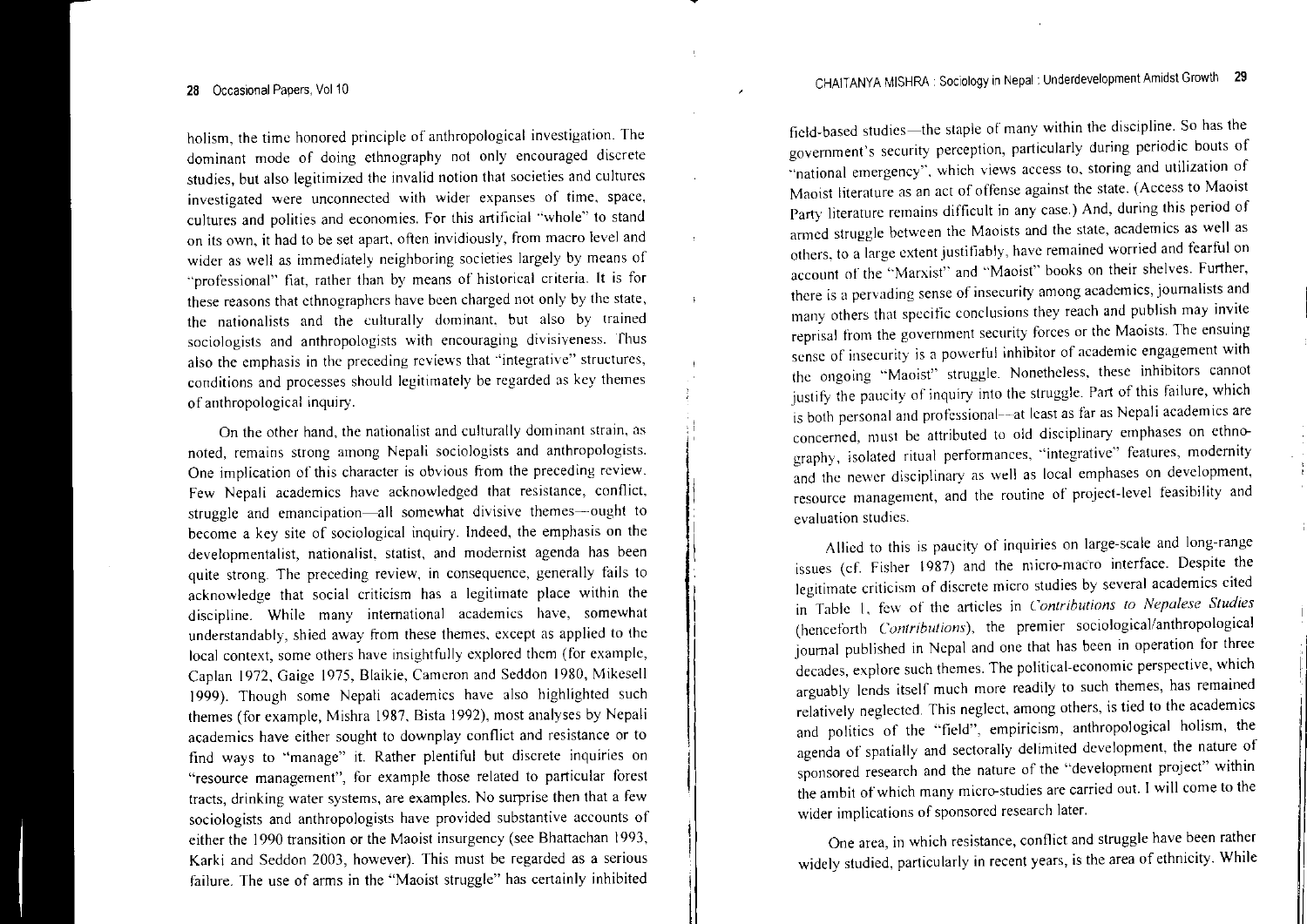holism, the time honored principle of anthropological investigation. The dominant mode of doing ethnography not only encouraged discrete studies, but also legitimized the invalid notion that societies and cultures investigated were unconnected with wider expanses of time, space, cultures and polities and economies. For this artificial "whole" to stand on its own, it had to be set apart, often invidiously, from macro level and wider as well as immediately neighboring societies largely by means of "professional" fiat, rather than by means of historical criteria. It is for these reasons that ethnographers have been charged not only by the state, the nationalists and the culturally dominant, but also by trained sociologists and anthropologists with encouraging divisiveness. Thus also the emphasis in the preceding reviews that "integrative" structures, conditions and processes should legitimately be regarded as key themes of anthropological inquiry.

On the other hand, the nationalist and culturally dominant strain, as noted, remains strong among Nepali sociologists and anthropologists. One implication of this character is obvious from the preceding review. Few Nepali academics have acknowledged that resistance, conflict, struggle and emancipation—all somewhat divisive themes—ought to become a key site of sociological inquiry. Indeed, the emphasis on the developmentalist, nationalist, statist, and modernist agenda has been quite strong. The preceding review, in consequence, generally fails to acknowledge that social criticism has a legitimate place within the discipline. While many international academics have, somewhat understandably, shied away from these themes, except as applied to the local context, some others have insightfully explored them (for example, Caplan 1972, Gaige 1975, Blaikie, Cameron and Seddon 1980, Mikesell 1999). Though some Nepali academics have also highlighted such themes (for example, Mishra 1987, Bista 1992), most analyses by Nepali academics have either sought to downplay conflict and resistance or to find ways to "manage" it. Rather plentiful but discrete inquiries on "resource management", for example those related to particular forest tracts, drinking water systems, are examples. No surprise then that a few sociologists and anthropologists have provided substantive accounts of either the 1990 transition or the Maoist insurgency (see Bhattachan 1993, Karki and Seddon 2003, however). This must be regarded as a serious failure. The use of arms in the "Maoist struggle" has certainly inhibited field-based studies—the staple of many within the discipline. So has the government's security perception, particularly during periodic bouts of "national emergency", which views access to, storing and utilization of Maoist literature as an act of offense against the state. (Access to Maoist Party literature remains difficult in any case.) And, during this period of armed struggle between the Maoists and the state, academics as well as others, to a large extent justifiably, have remained worried and fearful on account of the "Marxist" and "Maoist" books on their shelves. Further, there is a pervading sense of insecurity among academics, journalists and many others that specific conclusions they reach and publish may invite reprisal from the government security forces or the Maoists. The ensuing sense of insecurity is a powerful inhibitor of academic engagement with the ongoing "Maoist" struggle. Nonetheless, these inhibitors cannot justify the paucity of inquiry into the struggle. Part of this failure, which is both personal and professional—at least as far as Nepali academics are concerned, must be attributed to old disciplinary emphases on ethnography, isolated ritual performances, "integrative" features, modernity and the newer disciplinary as well as local emphases on development, resource management, and the routine of project-level feasibility and evaluation studies.

Allied to this is paucity of inquiries on large-scale and long-range issues (cf. Fisher 1987) and the micro-macro interface. Despite the legitimate criticism of discrete micro studies by several academics cited in Table 1, few of the articles in *Contributions to Nepalese Studies* (henceforth *Contributions*), the premier sociological/anthropological journal published in Nepal and one that has been in operation for three decades, explore such themes. The political-economic perspective, which arguably lends itself much more readily to such themes, has remained relatively neglected. This neglect, among others, is tied to the academics and politics of the "field", empiricism, anthropological holism, the agenda of spatially and sectorally delimited development, the nature of sponsored research and the nature of the "development project" within the ambit of which many micro-studies are carried out. I will come to the wider implications of sponsored research later.

One area, in which resistance, conflict and struggle have been rather widely studied, particularly in recent years, is the area of ethnicity. While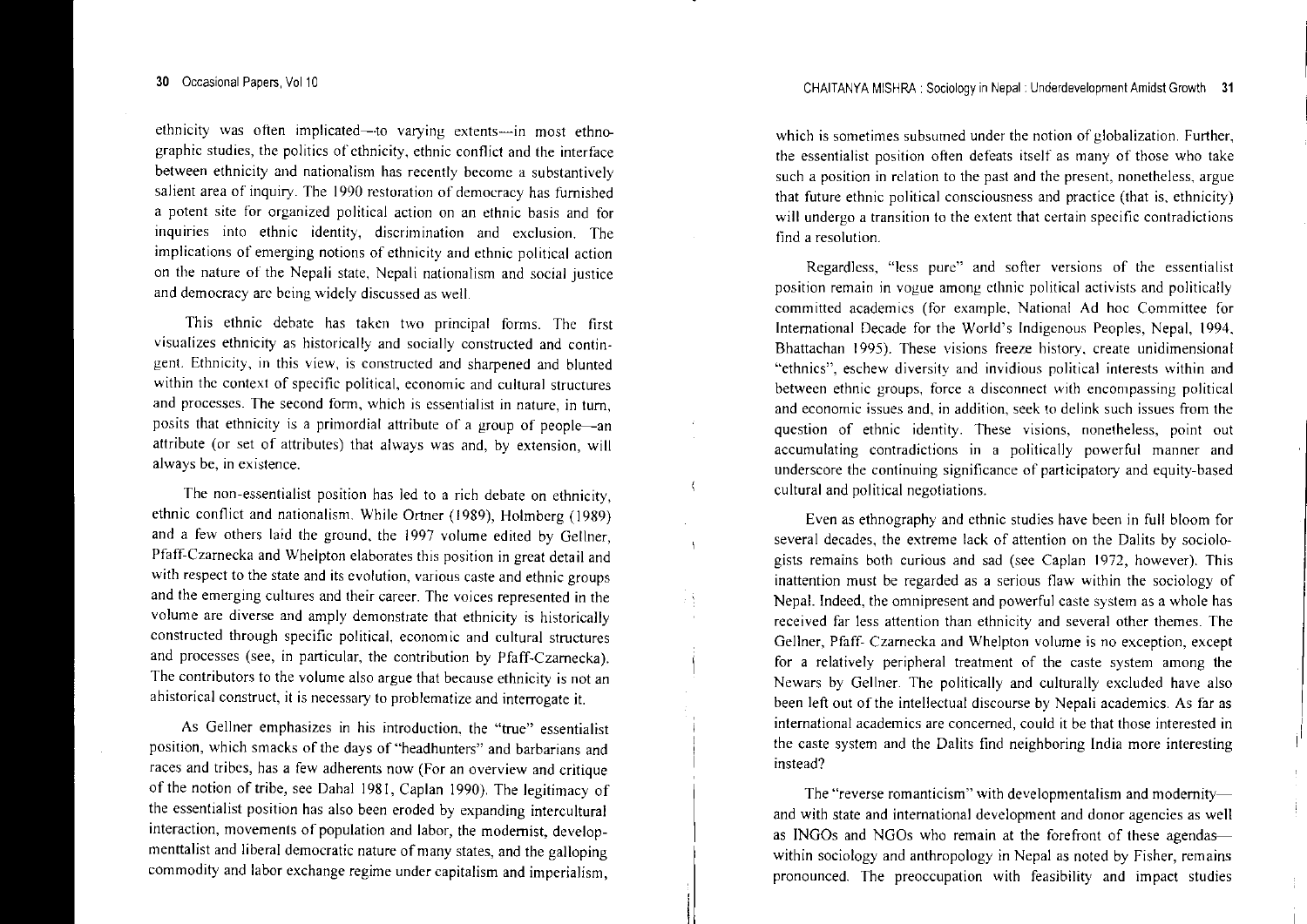ethnicity was often implicated—to varying extents—in most ethnographic studies, the politics of ethnicity, ethnic conflict and the interface between ethnicity and nationalism has recently become a substantively salient area of inquiry. The 1990 restoration of democracy has furnished a potent site for organized political action on an ethnic basis and for inquiries into ethnic identity, discrimination and exclusion. The implications of emerging notions of ethnicity and ethnic political action on the nature of the Nepali state, Nepali nationalism and social justice and democracy are being widely discussed as well.

This ethnic debate has taken two principal forms. The first visualizes ethnicity as historically and socially constructed and contingent. Ethnicity, in this view, is constructed and sharpened and blunted within the context of specific political, economic and cultural structures and processes. The second form, which is essentialist in nature, in turn, posits that ethnicity is a primordial attribute of a group of people—an attribute (or set of attributes) that always was and, by extension, will always be, in existence.

The non-essentialist position has led to a rich debate on ethnicity, ethnic conflict and nationalism. While Ortner (1989), Holmberg (1989) and a few others laid the ground, the 1997 volume edited by Gellner, Pfaff-Czarnecka and Whelpton elaborates this position in great detail and with respect to the state and its evolution, various caste and ethnic groups and the emerging cultures and their career. The voices represented in the volume are diverse and amply demonstrate that ethnicity is historically constructed through specific political, economic and cultural structures and processes (see, in particular, the contribution by Pfaff-Czarnecka). The contributors to the volume also argue that because ethnicity is not an ahistorical construct, it is necessary to problematize and interrogate it.

As Gellner emphasizes in his introduction, the "true" essentialist position, which smacks of the days of "headhunters" and barbarians and races and tribes, has a few adherents now (For an overview and critique of the notion of tribe, see Dahal 1981, Caplan 1990). The legitimacy of the essentialist position has also been eroded by expanding intercultural interaction, movements of population and labor, the modernist, developmenttalist and liberal democratic nature of many states, and the galloping commodity and labor exchange regime under capitalism and imperialism, which is sometimes subsumed under the notion of globalization. Further, the essentialist position often defeats itself as many of those who take such a position in relation to the past and the present, nonetheless, argue that future ethnic political consciousness and practice (that is, ethnicity) will undergo a transition to the extent that certain specific contradictions find a resolution.

Regardless, "less pure" and softer versions of the essentialist position remain in vogue among ethnic political activists and politically committed academics (for example, National Ad hoc Committee for International Decade for the World's Indigenous Peoples, Nepal, 1994, Bhattachan 1995). These visions freeze history, create unidimensional "ethnics", eschew diversity and invidious political interests within and between ethnic groups, force a disconnect with encompassing political and economic issues and, in addition, seek to delink such issues from the question of ethnic identity. These visions, nonetheless, point out accumulating contradictions in a politically powerful manner and underscore the continuing significance of participatory and equity-based cultural and political negotiations.

Even as ethnography and ethnic studies have been in full bloom for several decades, the extreme lack of attention on the Dalits by sociologists remains both curious and sad (see Caplan 1972, however). This inattention must be regarded as a serious flaw within the sociology of Nepal. Indeed, the omnipresent and powerful caste system as a whole has received far less attention than ethnicity and several other themes. The Gellner, Pfaff- Czarnecka and Whelpton volume is no exception, except for a relatively peripheral treatment of the caste system among the Newars by Gellner. The politically and culturally excluded have also been left out of the intellectual discourse by Nepali academics. As far as international academics are concerned, could it be that those interested in the caste system and the Dalits find neighboring India more interesting instead?

The "reverse romanticism" with developmentalism and modernity—and with state and international development and donor agencies as well as INGOs and NGOs who remain at the forefront of these agendas—within sociology and anthropology in Nepal as noted by Fisher, remains pronounced. The preoccupation with feasibility and impact studies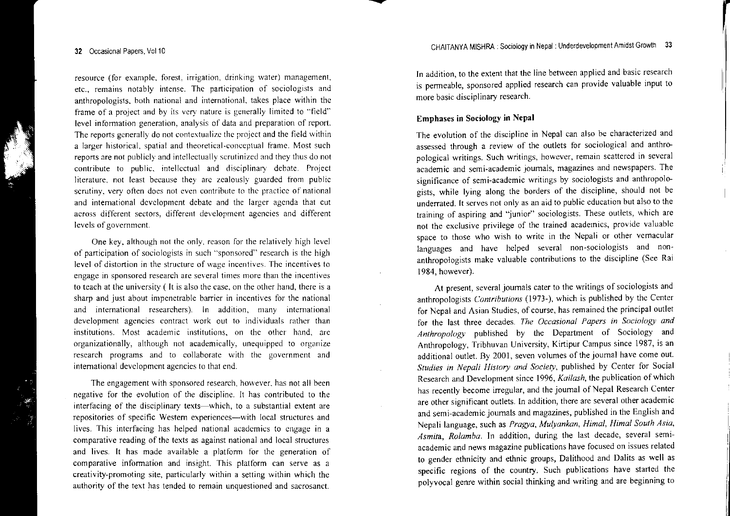resource (for example, forest, irrigation, drinking water) management, etc., remains notably intense. The participation of sociologists and anthropologists, both national and international, takes place within the frame of a project and by its very nature is generally limited to "field" level information generation, analysis of data and preparation of report. The reports generally do not contextualize the project and the field within a larger historical, spatial and theoretical-conceptual frame. Most such reports are not publicly and intellectually scrutinized and they thus do not contribute to public, intellectual and disciplinary debate. Project literature, not least because they are zealously guarded from public scrutiny, very often does not even contribute to the practice of national and international development debate and the larger agenda that cut across different sectors, different development agencies and different levels of government.

One key, although not the only, reason for the relatively high level of participation of sociologists in such "sponsored" research is the high level of distortion in the structure of wage incentives. The incentives to engage in sponsored research are several times more than the incentives to teach at the university ( It is also the case, on the other hand, there is a sharp and just about impenetrable barrier in incentives for the national and international researchers). In addition, many international development agencies contract work out to individuals rather than institutions. Most academic institutions, on the other hand, are organizationally, although not academically, unequipped to organize research programs and to collaborate with the government and international development agencies to that end.

The engagement with sponsored research, however, has not all been negative for the evolution of the discipline. It has contributed to the interfacing of the disciplinary texts—which, to a substantial extent are repositories of specific Western experiences—with local structures and lives. This interfacing has helped national academics to engage in a comparative reading of the texts as against national and local structures and lives. It has made available a platform for the generation of comparative information and insight. This platform can serve as a creativity-promoting site, particularly within a setting within which the authority of the text has tended to remain unquestioned and sacrosanct. In addition, to the extent that the line between applied and basic research is permeable, sponsored applied research can provide valuable input to more basic disciplinary research.

## Emphases in Sociology in Nepal

The evolution of the discipline in Nepal can also be characterized and assessed through a review of the outlets for sociological and anthropological writings. Such writings, however, remain scattered in several academic and semi-academic journals, magazines and newspapers. The significance of semi-academic writings by sociologists and anthropologists, while lying along the borders of the discipline, should not be underrated. It serves not only as an aid to public education but also to the training of aspiring and "junior" sociologists. These outlets, which are not the exclusive privilege of the trained academics, provide valuable space to those who wish to write in the Nepali or other vernacular languages and have helped several non-sociologists and non-anthropologists make valuable contributions to the discipline (See Rai 1984, however).

At present, several journals cater to the writings of sociologists and anthropologists *Contributions* (1973-), which is published by the Center for Nepal and Asian Studies, of course, has remained the principal outlet for the last three decades. *The Occasional Papers in Sociology and Anthropology* published by the Department of Sociology and Anthropology, Tribhuvan University, Kirtipur Campus since 1987, is an additional outlet. By 2001, seven volumes of the journal have come out. *Studies in Nepali History and Society*, published by Center for Social Research and Development since 1996, *Kailash*, the publication of which has recently become irregular, and the journal of Nepal Research Center are other significant outlets. In addition, there are several other academic and semi-academic journals and magazines, published in the English and Nepali language, such as *Pragya*, *Mulyankan*, *Himal*, *Himal South Asia*, *Asmita*, *Rolamba*. In addition, during the last decade, several semi-academic and news magazine publications have focused on issues related to gender ethnicity and ethnic groups, Dalithood and Dalits as well as specific regions of the country. Such publications have started the polyvocal genre within social thinking and writing and are beginning to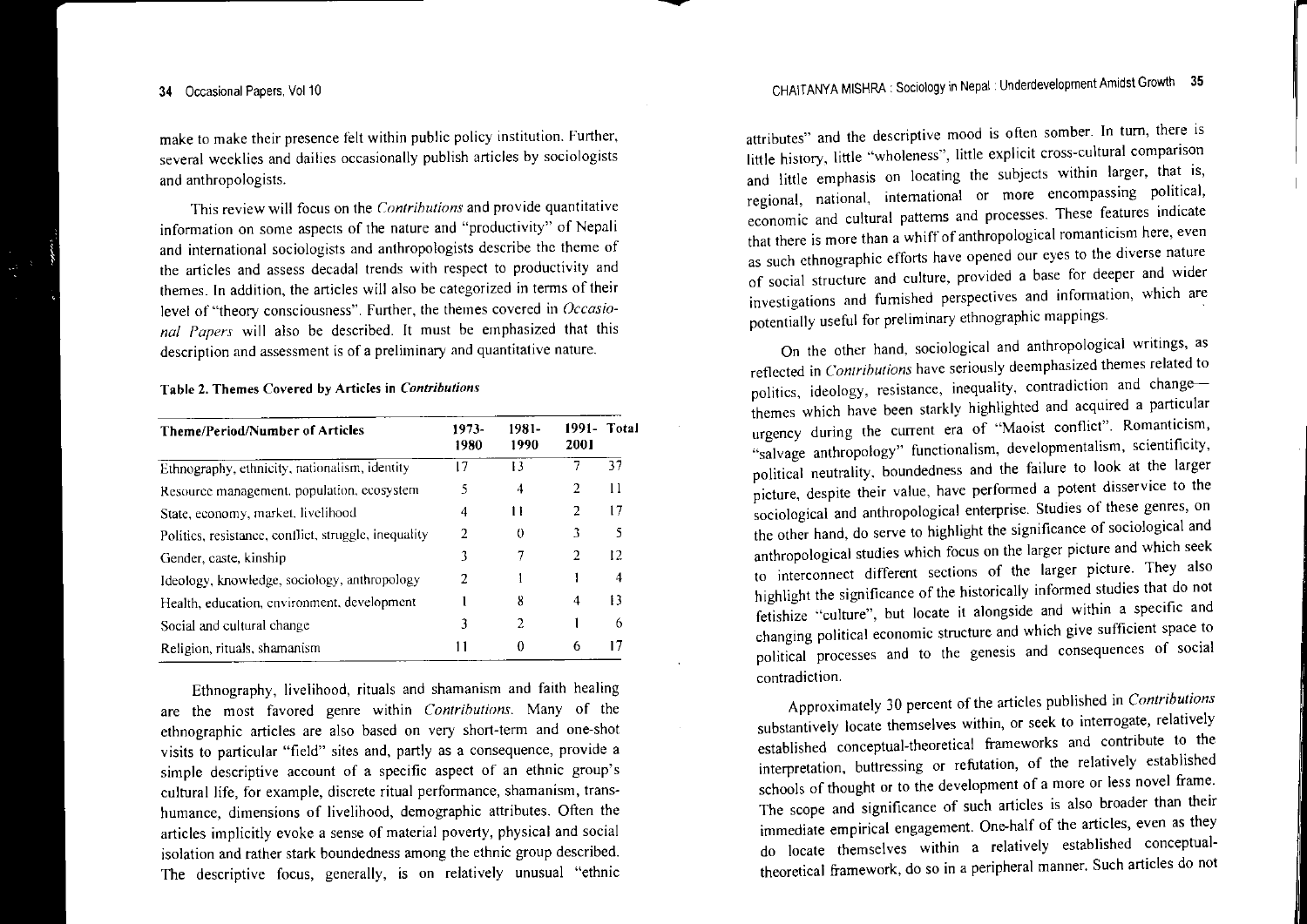make to make their presence felt within public policy institution. Further, several weeklies and dailies occasionally publish articles by sociologists and anthropologists.

This review will focus on the *Contributions* and provide quantitative information on some aspects of the nature and "productivity" of Nepali and international sociologists and anthropologists describe the theme of the articles and assess decadal trends with respect to productivity and themes. In addition, the articles will also be categorized in terms of their level of "theory consciousness". Further, the themes covered in *Occasional Papers* will also be described. It must be emphasized that this description and assessment is of a preliminary and quantitative nature.

**Table 2. Themes Covered by Articles in *Contributions***

| Theme/Period/Number of Articles | 1973-1980 | 1981-1990 | 1991-2001 | Total |
|---|---|---|---|---|
| Ethnography, ethnicity, nationalism, identity | 17 | 13 | 7 | 37 |
| Resource management, population, ecosystem | 5 | 4 | 2 | 11 |
| State, economy, market, livelihood | 4 | 11 | 2 | 17 |
| Politics, resistance, conflict, struggle, inequality | 2 | 0 | 3 | 5 |
| Gender, caste, kinship | 3 | 7 | 2 | 12 |
| Ideology, knowledge, sociology, anthropology | 2 | 1 | 1 | 4 |
| Health, education, environment, development | 1 | 8 | 4 | 13 |
| Social and cultural change | 3 | 2 | 1 | 6 |
| Religion, rituals, shamanism | 11 | 0 | 6 | 17 |

Ethnography, livelihood, rituals and shamanism and faith healing are the most favored genre within *Contributions*. Many of the ethnographic articles are also based on very short-term and one-shot visits to particular "field" sites and, partly as a consequence, provide a simple descriptive account of a specific aspect of an ethnic group's cultural life, for example, discrete ritual performance, shamanism, transhumance, dimensions of livelihood, demographic attributes. Often the articles implicitly evoke a sense of material poverty, physical and social isolation and rather stark boundedness among the ethnic group described. The descriptive focus, generally, is on relatively unusual "ethnic attributes" and the descriptive mood is often somber. In turn, there is little history, little "wholeness", little explicit cross-cultural comparison and little emphasis on locating the subjects within larger, that is, regional, national, international or more encompassing political, economic and cultural patterns and processes. These features indicate that there is more than a whiff of anthropological romanticism here, even as such ethnographic efforts have opened our eyes to the diverse nature of social structure and culture, provided a base for deeper and wider investigations and furnished perspectives and information, which are potentially useful for preliminary ethnographic mappings.

On the other hand, sociological and anthropological writings, as reflected in *Contributions* have seriously deemphasized themes related to politics, ideology, resistance, inequality, contradiction and change—themes which have been starkly highlighted and acquired a particular urgency during the current era of "Maoist conflict". Romanticism, "salvage anthropology" functionalism, developmentalism, scientificity, political neutrality, boundedness and the failure to look at the larger picture, despite their value, have performed a potent disservice to the sociological and anthropological enterprise. Studies of these genres, on the other hand, do serve to highlight the significance of sociological and anthropological studies which focus on the larger picture and which seek to interconnect different sections of the larger picture. They also highlight the significance of the historically informed studies that do not fetishize "culture", but locate it alongside and within a specific and changing political economic structure and which give sufficient space to political processes and to the genesis and consequences of social contradiction.

Approximately 30 percent of the articles published in *Contributions* substantively locate themselves within, or seek to interrogate, relatively established conceptual-theoretical frameworks and contribute to the interpretation, buttressing or refutation, of the relatively established schools of thought or to the development of a more or less novel frame. The scope and significance of such articles is also broader than their immediate empirical engagement. One-half of the articles, even as they do locate themselves within a relatively established conceptual-theoretical framework, do so in a peripheral manner. Such articles do not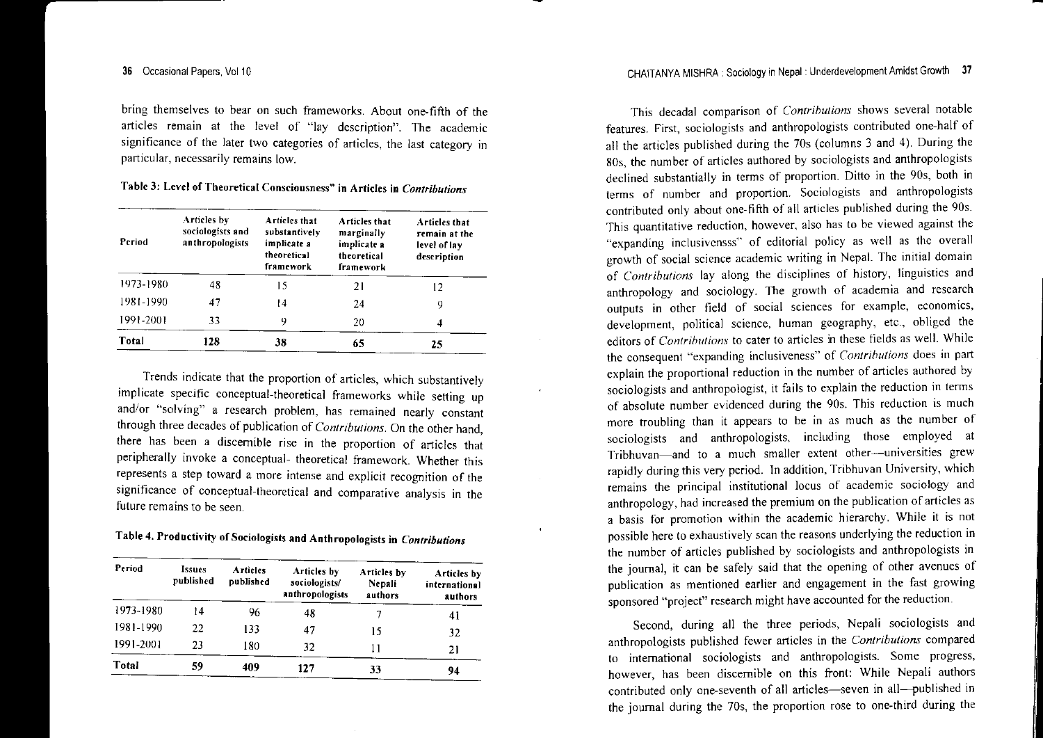bring themselves to bear on such frameworks. About one-fifth of the articles remain at the level of "lay description". The academic significance of the later two categories of articles, the last category in particular, necessarily remains low.

**Table 3: Level of Theoretical Consciousness" in Articles in *Contributions***

| Period | Articles by sociologists and anthropologists | Articles that substantively implicate a theoretical framework | Articles that marginally implicate a theoretical framework | Articles that remain at the level of lay description |
|---|---|---|---|---|
| 1973-1980 | 48 | 15 | 21 | 12 |
| 1981-1990 | 47 | 14 | 24 | 9 |
| 1991-2001 | 33 | 9 | 20 | 4 |
| **Total** | **128** | **38** | **65** | **25** |

Trends indicate that the proportion of articles, which substantively implicate specific conceptual-theoretical frameworks while setting up and/or "solving" a research problem, has remained nearly constant through three decades of publication of *Contributions*. On the other hand, there has been a discernible rise in the proportion of articles that peripherally invoke a conceptual- theoretical framework. Whether this represents a step toward a more intense and explicit recognition of the significance of conceptual-theoretical and comparative analysis in the future remains to be seen.

**Table 4. Productivity of Sociologists and Anthropologists in *Contributions***

| Period | Issues published | Articles published | Articles by sociologists/ anthropologists | Articles by Nepali authors | Articles by international authors |
|---|---|---|---|---|---|
| 1973-1980 | 14 | 96 | 48 | 7 | 41 |
| 1981-1990 | 22 | 133 | 47 | 15 | 32 |
| 1991-2001 | 23 | 180 | 32 | 11 | 21 |
| **Total** | **59** | **409** | **127** | **33** | **94** |

This decadal comparison of *Contributions* shows several notable features. First, sociologists and anthropologists contributed one-half of all the articles published during the 70s (columns 3 and 4). During the 80s, the number of articles authored by sociologists and anthropologists declined substantially in terms of proportion. Ditto in the 90s, both in terms of number and proportion. Sociologists and anthropologists contributed only about one-fifth of all articles published during the 90s. This quantitative reduction, however, also has to be viewed against the "expanding inclusivensss" of editorial policy as well as the overall growth of social science academic writing in Nepal. The initial domain of *Contributions* lay along the disciplines of history, linguistics and anthropology and sociology. The growth of academia and research outputs in other field of social sciences for example, economics, development, political science, human geography, etc., obliged the editors of *Contributions* to cater to articles in these fields as well. While the consequent "expanding inclusiveness" of *Contributions* does in part explain the proportional reduction in the number of articles authored by sociologists and anthropologist, it fails to explain the reduction in terms of absolute number evidenced during the 90s. This reduction is much more troubling than it appears to be in as much as the number of sociologists and anthropologists, including those employed at Tribhuvan—and to a much smaller extent other—universities grew rapidly during this very period. In addition, Tribhuvan University, which remains the principal institutional locus of academic sociology and anthropology, had increased the premium on the publication of articles as a basis for promotion within the academic hierarchy. While it is not possible here to exhaustively scan the reasons underlying the reduction in the number of articles published by sociologists and anthropologists in the journal, it can be safely said that the opening of other avenues of publication as mentioned earlier and engagement in the fast growing sponsored "project" research might have accounted for the reduction.

Second, during all the three periods, Nepali sociologists and anthropologists published fewer articles in the *Contributions* compared to international sociologists and anthropologists. Some progress, however, has been discernible on this front: While Nepali authors contributed only one-seventh of all articles—seven in all—published in the journal during the 70s, the proportion rose to one-third during the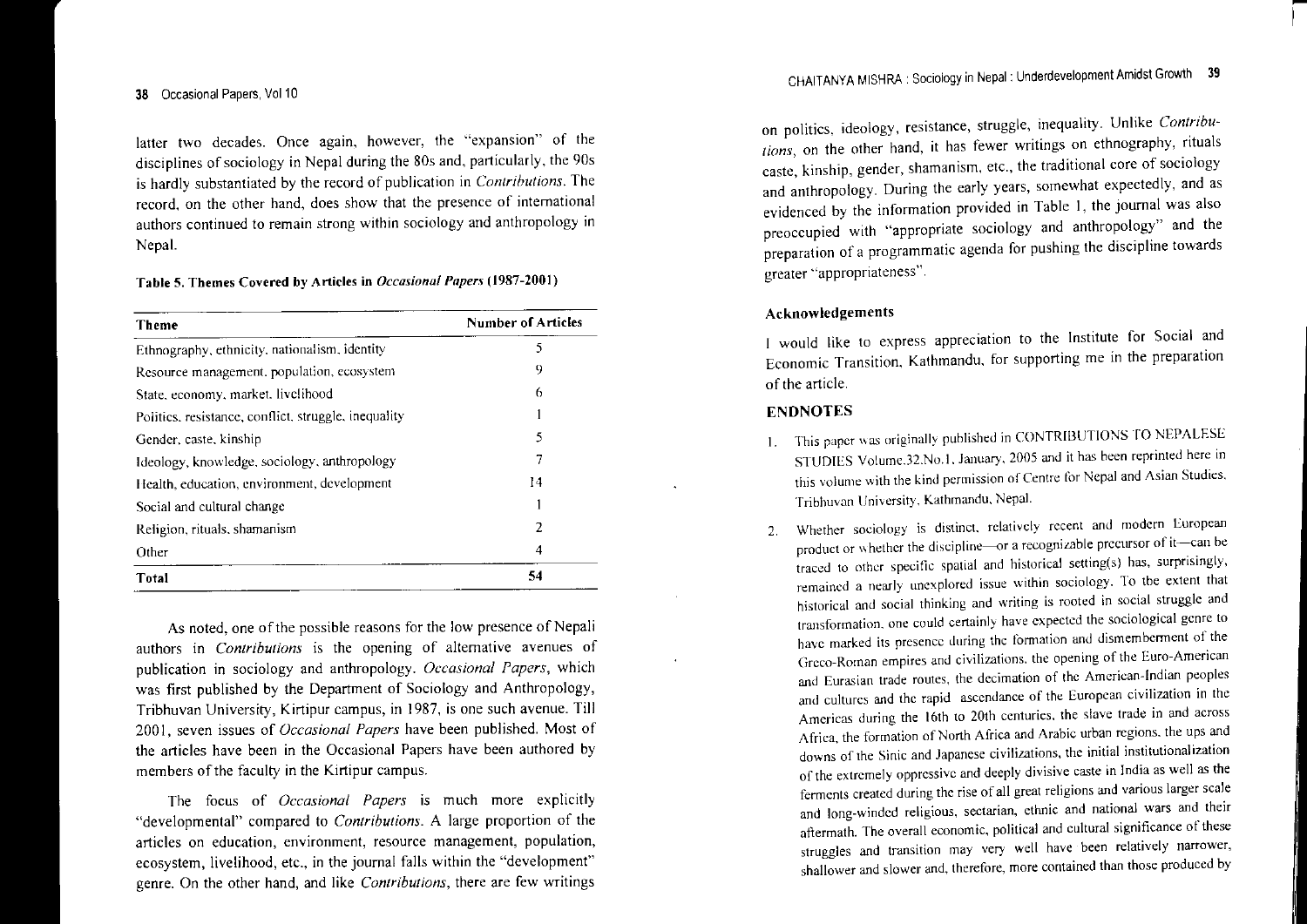latter two decades. Once again, however, the "expansion" of the disciplines of sociology in Nepal during the 80s and, particularly, the 90s is hardly substantiated by the record of publication in *Contributions*. The record, on the other hand, does show that the presence of international authors continued to remain strong within sociology and anthropology in Nepal.

**Table 5. Themes Covered by Articles in *Occasional Papers* (1987-2001)**

| Theme | Number of Articles |
|---|---|
| Ethnography, ethnicity, nationalism, identity | 5 |
| Resource management, population, ecosystem | 9 |
| State, economy, market, livelihood | 6 |
| Politics, resistance, conflict, struggle, inequality | 1 |
| Gender, caste, kinship | 5 |
| Ideology, knowledge, sociology, anthropology | 7 |
| Health, education, environment, development | 14 |
| Social and cultural change | 1 |
| Religion, rituals, shamanism | 2 |
| Other | 4 |
| **Total** | **54** |

As noted, one of the possible reasons for the low presence of Nepali authors in *Contributions* is the opening of alternative avenues of publication in sociology and anthropology. *Occasional Papers*, which was first published by the Department of Sociology and Anthropology, Tribhuvan University, Kirtipur campus, in 1987, is one such avenue. Till 2001, seven issues of *Occasional Papers* have been published. Most of the articles have been in the Occasional Papers have been authored by members of the faculty in the Kirtipur campus.

The focus of *Occasional Papers* is much more explicitly "developmental" compared to *Contributions*. A large proportion of the articles on education, environment, resource management, population, ecosystem, livelihood, etc., in the journal falls within the "development" genre. On the other hand, and like *Contributions*, there are few writings on politics, ideology, resistance, struggle, inequality. Unlike *Contributions*, on the other hand, it has fewer writings on ethnography, rituals caste, kinship, gender, shamanism, etc., the traditional core of sociology and anthropology. During the early years, somewhat expectedly, and as evidenced by the information provided in Table 1, the journal was also preoccupied with "appropriate sociology and anthropology" and the preparation of a programmatic agenda for pushing the discipline towards greater "appropriateness".

### Acknowledgements

I would like to express appreciation to the Institute for Social and Economic Transition, Kathmandu, for supporting me in the preparation of the article.

## ENDNOTES

1. This paper was originally published in CONTRIBUTIONS TO NEPALESE STUDIES Volume.32.No.1, January, 2005 and it has been reprinted here in this volume with the kind permission of Centre for Nepal and Asian Studies, Tribhuvan University, Kathmandu, Nepal.
2. Whether sociology is distinct, relatively recent and modern European product or whether the discipline—or a recognizable precursor of it—can be traced to other specific spatial and historical setting(s) has, surprisingly, remained a nearly unexplored issue within sociology. To the extent that historical and social thinking and writing is rooted in social struggle and transformation, one could certainly have expected the sociological genre to have marked its presence during the formation and dismemberment of the Greco-Roman empires and civilizations, the opening of the Euro-American and Eurasian trade routes, the decimation of the American-Indian peoples and cultures and the rapid ascendance of the European civilization in the Americas during the 16th to 20th centuries, the slave trade in and across Africa, the formation of North Africa and Arabic urban regions, the ups and downs of the Sinic and Japanese civilizations, the initial institutionalization of the extremely oppressive and deeply divisive caste in India as well as the ferments created during the rise of all great religions and various larger scale and long-winded religious, sectarian, ethnic and national wars and their aftermath. The overall economic, political and cultural significance of these struggles and transition may very well have been relatively narrower, shallower and slower and, therefore, more contained than those produced by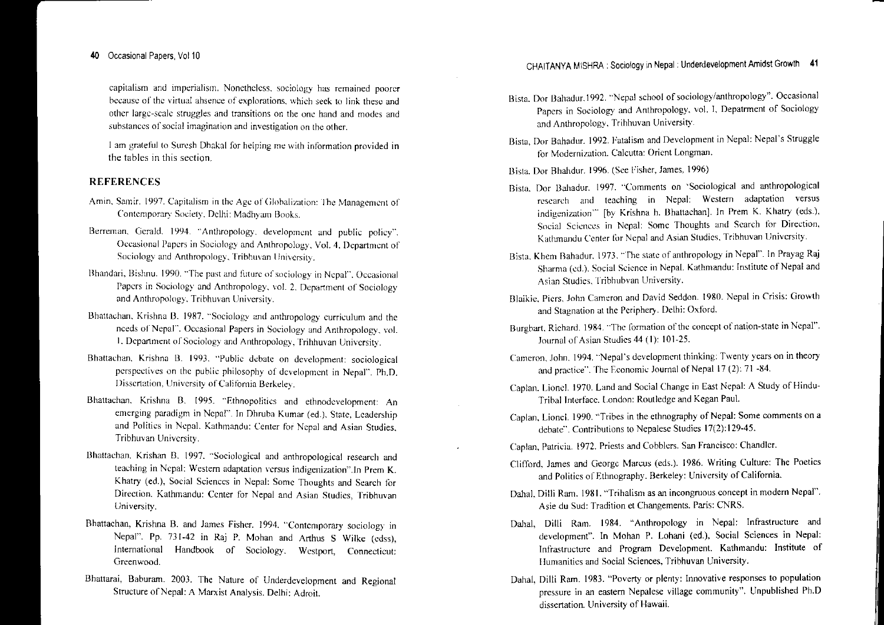capitalism and imperialism. Nonetheless, sociology has remained poorer because of the virtual absence of explorations, which seek to link these and other large-scale struggles and transitions on the one hand and modes and substances of social imagination and investigation on the other.

I am grateful to Suresh Dhakal for helping me with information provided in the tables in this section.

## REFERENCES

Amin, Samir. 1997. Capitalism in the Age of Globalization: The Management of Contemporary Society. Delhi: Madhyam Books.

Berreman, Gerald. 1994. "Anthropology, development and public policy". Occasional Papers in Sociology and Anthropology, Vol. 4, Department of Sociology and Anthropology, Tribhuvan University.

Bhandari, Bishnu. 1990. "The past and future of sociology in Nepal". Occasional Papers in Sociology and Anthropology, vol. 2. Department of Sociology and Anthropology, Tribhuvan University.

Bhattachan, Krishna B. 1987. "Sociology and anthropology curriculum and the needs of Nepal". Occasional Papers in Sociology and Anthropology, vol. 1. Department of Sociology and Anthropology, Tribhuvan University.

Bhattachan, Krishna B. 1993. "Public debate on development: sociological perspectives on the public philosophy of development in Nepal". Ph.D. Dissertation, University of California Berkeley.

Bhattachan, Krishna B. 1995. "Ethnopolitics and ethnodevelopment: An emerging paradigm in Nepal". In Dhruba Kumar (ed.), State, Leadership and Politics in Nepal. Kathmandu: Center for Nepal and Asian Studies, Tribhuvan University.

Bhattachan, Krishan B. 1997. "Sociological and anthropological research and teaching in Nepal: Western adaptation versus indigenization".In Prem K. Khatry (ed.), Social Sciences in Nepal: Some Thoughts and Search for Direction. Kathmandu: Center for Nepal and Asian Studies, Tribhuvan University.

Bhattachan, Krishna B. and James Fisher. 1994. "Contemporary sociology in Nepal". Pp. 731-42 in Raj P. Mohan and Arthus S Wilke (edss), International Handbook of Sociology. Westport, Connecticut: Greenwood.

Bhattarai, Baburam. 2003. The Nature of Underdevelopment and Regional Structure of Nepal: A Marxist Analysis. Delhi: Adroit.

Bista, Dor Bahadur.1992. "Nepal school of sociology/anthropology". Occasional Papers in Sociology and Anthropology, vol. 1, Depatrment of Sociology and Anthropology, Trihhuvan University.

Bista, Dor Bahadur. 1992. Fatalism and Development in Nepal: Nepal's Struggle for Modernization. Calcutta: Orient Longman.

Bista, Dor Bhahdur. 1996. (See Fisher, James, 1996)

Bista, Dor Bahadur. 1997. "Comments on 'Sociological and anthropological research and teaching in Nepal: Western adaptation versus indigenization'" [by Krishna h. Bhattachan]. In Prem K. Khatry (eds.), Social Sciences in Nepal: Some Thoughts and Search for Direction, Kathmandu Center for Nepal and Asian Studies, Tribhuvan University.

Bista, Khem Bahadur. 1973. "The state of anthropology in Nepal". In Prayag Raj Sharma (ed.), Social Science in Nepal. Kathmandu: Institute of Nepal and Asian Studies, Tribhubvan University.

Blaikie, Piers, John Cameron and David Seddon. 1980. Nepal in Crisis: Growth and Stagnation at the Periphery. Delhi: Oxford.

Burgbart, Richard. 1984. "The formation of the concept of nation-state in Nepal". Journal of Asian Studies 44 (1): 101-25.

Cameron, John. 1994. "Nepal's development thinking: Twenty years on in theory and practice". The Economic Journal of Nepal 17 (2): 71 -84.

Caplan, Lionel. 1970. Land and Social Change in East Nepal: A Study of Hindu-Tribal Interface. London: Routledge and Kegan Paul.

Caplan, Lionel. 1990. "Tribes in the ethnography of Nepal: Some comments on a debate". Contributions to Nepalese Studies 17(2):129-45.

Caplan, Patricia. 1972. Priests and Cobblers. San Francisco: Chandler.

Clifford, James and George Marcus (eds.). 1986. Writing Culture: The Poetics and Politics of Ethnography. Berkeley: University of California.

Dahal, Dilli Ram. 1981. "Trihalism as an incongruous concept in modern Nepal". Asie du Sud: Tradition et Changements. Paris: CNRS.

Dahal, Dilli Ram. 1984. "Anthropology in Nepal: Infrastructure and development". In Mohan P. Lohani (ed.), Social Sciences in Nepal: Infrastructure and Program Development. Kathmandu: Institute of Humanities and Social Sciences, Tribhuvan University.

Dahal, Dilli Ram. 1983. "Poverty or plenty: Innovative responses to population pressure in an eastern Nepalese village community". Unpublished Ph.D dissertation. University of Hawaii.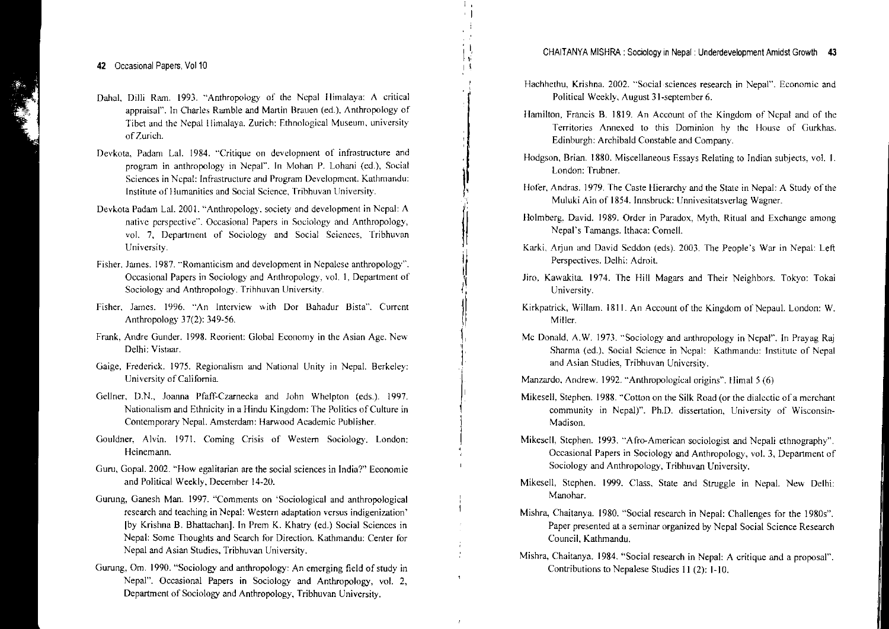Dahal, Dilli Ram. 1993. "Anthropology of the Nepal Himalaya: A critical appraisal". In Charles Ramble and Martin Brauen (ed.), Anthropology of Tibet and the Nepal Himalaya. Zurich: Ethnological Museum, university of Zurich.

Devkota, Padam Lal. 1984. "Critique on development of infrastructure and program in anthropology in Nepal". In Mohan P. Lohani (ed.), Social Sciences in Nepal: Infrastructure and Program Development. Kathmandu: Institute of Humanities and Social Science, Tribhuvan University.

Devkota Padam Lal. 2001. "Anthropology, society and development in Nepal: A native perspective". Occasional Papers in Sociology and Anthropology, vol. 7, Department of Sociology and Social Sciences, Tribhuvan University.

Fisher, James. 1987. "Romanticism and development in Nepalese anthropology". Occasional Papers in Sociology and Anthropology, vol. 1, Department of Sociology and Anthropology, Tribhuvan University.

Fisher, James. 1996. "An Interview with Dor Bahadur Bista". Current Anthropology 37(2): 349-56.

Frank, Andre Gunder. 1998. Reorient: Global Economy in the Asian Age. New Delhi: Vistaar.

Gaige, Frederick. 1975. Regionalism and National Unity in Nepal. Berkeley: University of California.

Gellner, D.N., Joanna Pfaff-Czarnecka and John Whelpton (eds.). 1997. Nationalism and Ethnicity in a Hindu Kingdom: The Politics of Culture in Contemporary Nepal. Amsterdam: Harwood Academic Publisher.

Gouldner, Alvin. 1971. Coming Crisis of Western Sociology. London: Heinemann.

Guru, Gopal. 2002. "How egalitarian are the social sciences in India?" Economic and Political Weekly, December 14-20.

Gurung, Ganesh Man. 1997. "Comments on 'Sociological and anthropological research and teaching in Nepal: Western adaptation versus indigenization' [by Krishna B. Bhattachan]. In Prem K. Khatry (ed.) Social Sciences in Nepal: Some Thoughts and Search for Direction. Kathmandu: Center for Nepal and Asian Studies, Tribhuvan University.

Gurung, Om. 1990. "Sociology and anthropology: An emerging field of study in Nepal". Occasional Papers in Sociology and Anthropology, vol. 2, Department of Sociology and Anthropology, Tribhuvan University.

Hachhethu, Krishna. 2002. "Social sciences research in Nepal". Economic and Political Weekly, August 31-september 6.

Hamilton, Francis B. 1819. An Account of the Kingdom of Nepal and of the Territories Annexed to this Dominion by the House of Gurkhas. Edinburgh: Archibald Constable and Company.

Hodgson, Brian. 1880. Miscellaneous Essays Relating to Indian subjects, vol. 1. London: Trubner.

Hofer, Andras. 1979. The Caste Hierarchy and the State in Nepal: A Study of the Muluki Ain of 1854. Innsbruck: Unnivesitatsverlag Wagner.

Holmberg, David. 1989. Order in Paradox, Myth, Ritual and Exchange among Nepal's Tamangs. Ithaca: Cornell.

Karki, Arjun and David Seddon (eds). 2003. The People's War in Nepal: Left Perspectives. Delhi: Adroit.

Jiro, Kawakita. 1974. The Hill Magars and Their Neighbors. Tokyo: Tokai University.

Kirkpatrick, Willam. 1811. An Account of the Kingdom of Nepaul. London: W. Miller.

Mc Donald, A.W. 1973. "Sociology and anthropology in Nepal". In Prayag Raj Sharma (ed.), Social Science in Nepal: Kathmandu: Institute of Nepal and Asian Studies, Tribhuvan University.

Manzardo, Andrew. 1992. "Anthropological origins". Himal 5 (6)

Mikesell, Stephen. 1988. "Cotton on the Silk Road (or the dialectic of a merchant community in Nepal)". Ph.D. dissertation, University of Wisconsin-Madison.

Mikesell, Stephen. 1993. "Afro-American sociologist and Nepali ethnography". Occasional Papers in Sociology and Anthropology, vol. 3, Department of Sociology and Anthropology, Tribhuvan University.

Mikesell, Stephen. 1999. Class, State and Struggle in Nepal. New Delhi: Manohar.

Mishra, Chaitanya. 1980. "Social research in Nepal: Challenges for the 1980s". Paper presented at a seminar organized by Nepal Social Science Research Council, Kathmandu.

Mishra, Chaitanya. 1984. "Social research in Nepal: A critique and a proposal". Contributions to Nepalese Studies 11 (2): 1-10.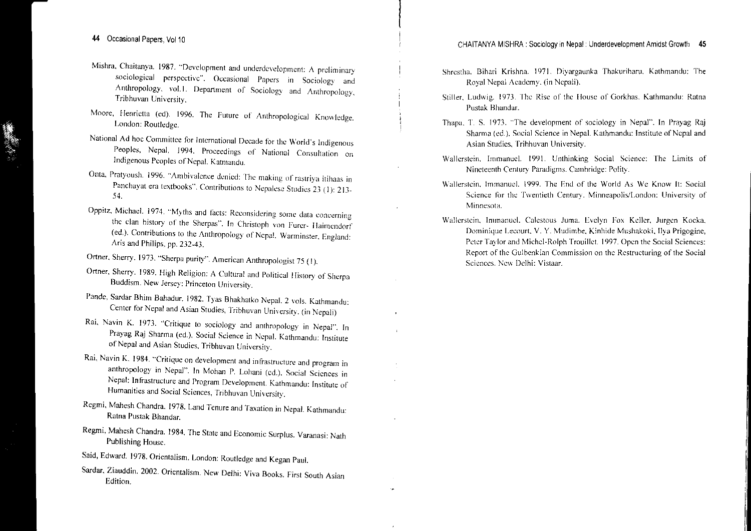Mishra, Chaitanya. 1987. "Development and underdevelopment: A preliminary sociological perspective". Occasional Papers in Sociology and Anthropology, vol.1. Department of Sociology and Anthropology, Tribhuvan University.

Moore, Henrietta (ed). 1996. The Future of Anthropological Knowledge. London: Routledge.

National Ad hoc Committee for International Decade for the World's Indigenous Peoples, Nepal. 1994. Proceedings of National Consultation on Indigenous Peoples of Nepal. Katmandu.

Onta, Pratyoush. 1996. "Ambivalence denied: The making of rastriya itihaas in Panchayat era textbooks". Contributions to Nepalese Studies 23 (1): 213-54.

Oppitz, Michael. 1974. "Myths and facts: Reconsidering some data concerning the clan history of the Sherpas". In Christoph von Furer- Haimendorf (ed.). Contributions to the Anthropology of Nepal. Warminster, England: Aris and Philips, pp. 232-43.

Ortner, Sherry. 1973. "Sherpa purity". American Anthropologist 75 (1).

Ortner, Sherry. 1989. High Religion: A Cultural and Political History of Sherpa Buddhism. New Jersey: Princeton University.

Pande, Sardar Bhim Bahadur. 1982. Tyas Bhakhatko Nepal. 2 vols. Kathmandu: Center for Nepal and Asian Studies, Tribhuvan University. (in Nepali)

Rai, Navin K. 1973. "Critique to sociology and anthropology in Nepal". In Prayag Raj Sharma (ed.). Social Science in Nepal. Kathmandu: Institute of Nepal and Asian Studies, Tribhuvan University.

Rai, Navin K. 1984. "Critique on development and infrastructure and program in anthropology in Nepal". In Mohan P. Lohani (ed.). Social Sciences in Nepal: Infrastructure and Program Development. Kathmandu: Institute of Humanities and Social Sciences, Tribhuvan University.

Regmi, Mahesh Chandra. 1978. Land Tenure and Taxation in Nepal. Kathmandu: Ratna Pustak Bhandar.

Regmi, Mahesh Chandra. 1984. The State and Economic Surplus. Varanasi: Nath Publishing House.

Said, Edward. 1978. Orientalism. London: Routledge and Kegan Paul.

Sardar, Ziauddin. 2002. Orientalism. New Delhi: Viva Books. First South Asian Edition.

Shrestha, Bihari Krishna. 1971. Diyargaunka Thakuriharu. Kathmandu: The Royal Nepal Academy. (in Nepali).

Stiller, Ludwig. 1973. The Rise of the House of Gorkhas. Kathmandu: Ratna Pustak Bhandar.

Thapa, T. S. 1973. "The development of sociology in Nepal". In Prayag Raj Sharma (ed.). Social Science in Nepal. Kathmandu: Institute of Nepal and Asian Studies, Tribhuvan University.

Wallerstein, Immanuel. 1991. Unthinking Social Science: The Limits of Nineteenth Century Paradigms. Cambridge: Polity.

Wallerstein, Immanuel. 1999. The End of the World As We Know It: Social Science for the Twentieth Century. Minneapolis/London: University of Minnesota.

Wallerstein, Immanuel, Calestous Juma, Evelyn Fox Keller, Jurgen Kocka, Dominique Lecourt, V. Y. Mudimbe, Kinhide Mushakoki, Ilya Prigogine, Peter Taylor and Michel-Rolph Trouillet. 1997. Open the Social Sciences: Report of the Gulbenkian Commission on the Restructuring of the Social Sciences. New Delhi: Vistaar.